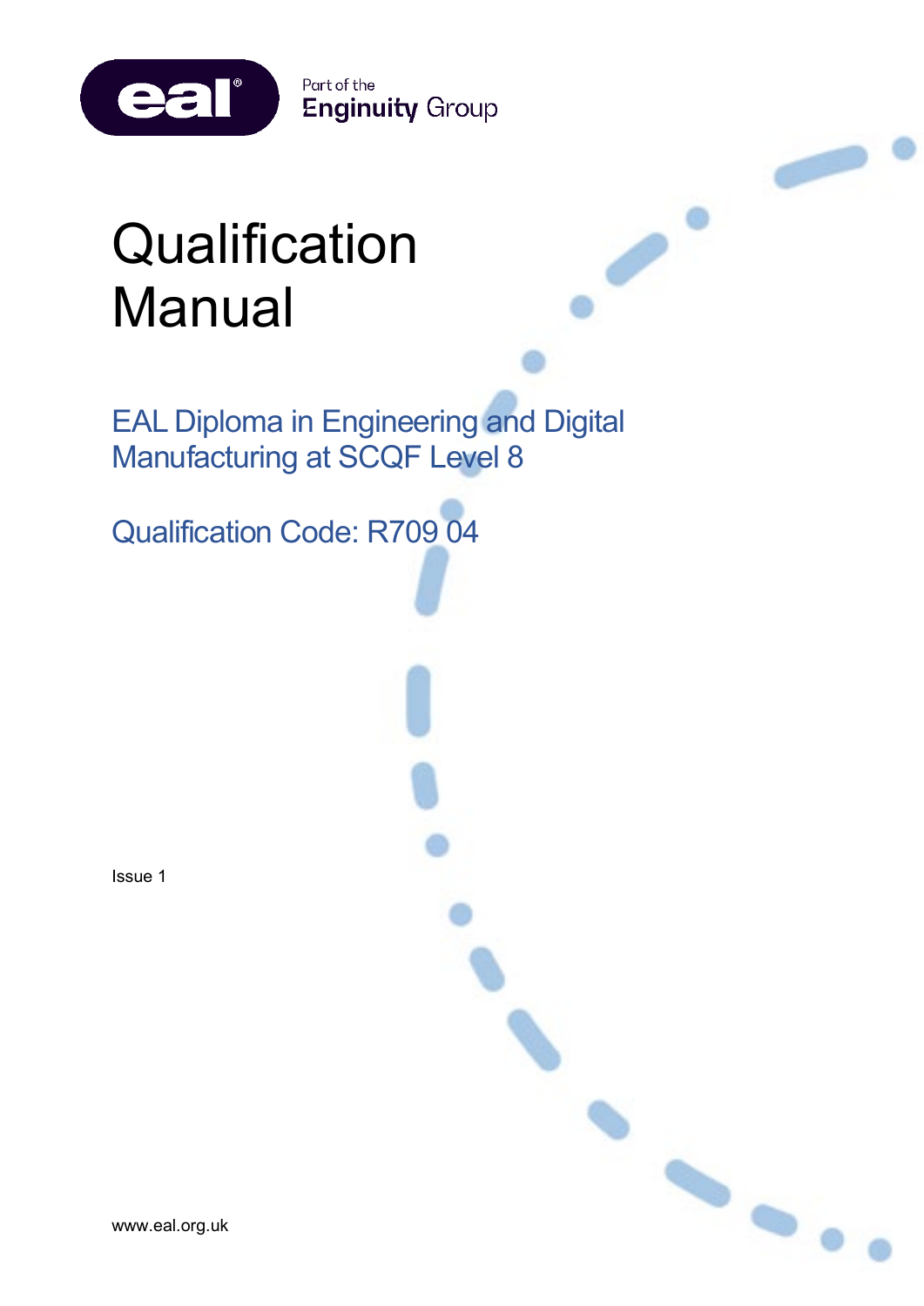eal® Part of the Enginuity Group

# Qualification Manual

## EAL Diploma in Engineering and Digital Manufacturing at SCQF Level 8

## Qualification Code: R709 04

Issue 1

www.eal.org.uk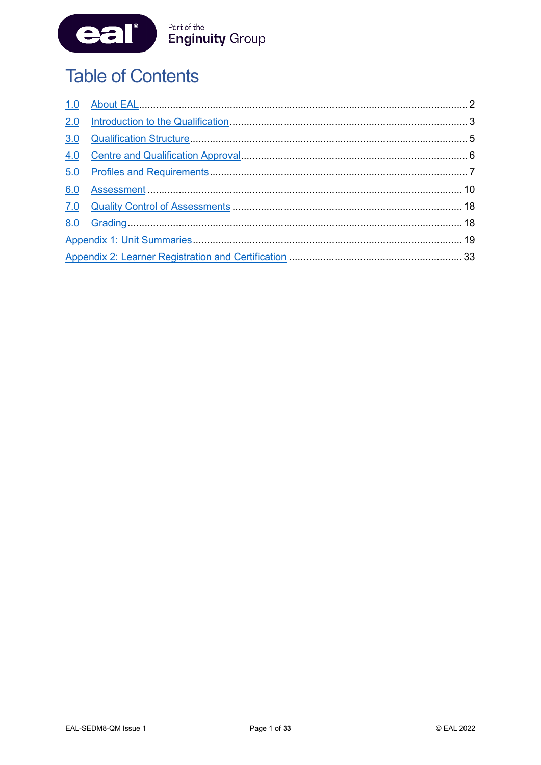# Table of Contents

| | | |
|---|---|---|
| 1.0 | About EAL | 2 |
| 2.0 | Introduction to the Qualification | 3 |
| 3.0 | Qualification Structure | 5 |
| 4.0 | Centre and Qualification Approval | 6 |
| 5.0 | Profiles and Requirements | 7 |
| 6.0 | Assessment | 10 |
| 7.0 | Quality Control of Assessments | 18 |
| 8.0 | Grading | 18 |
| Appendix 1: Unit Summaries | | 19 |
| Appendix 2: Learner Registration and Certification | | 33 |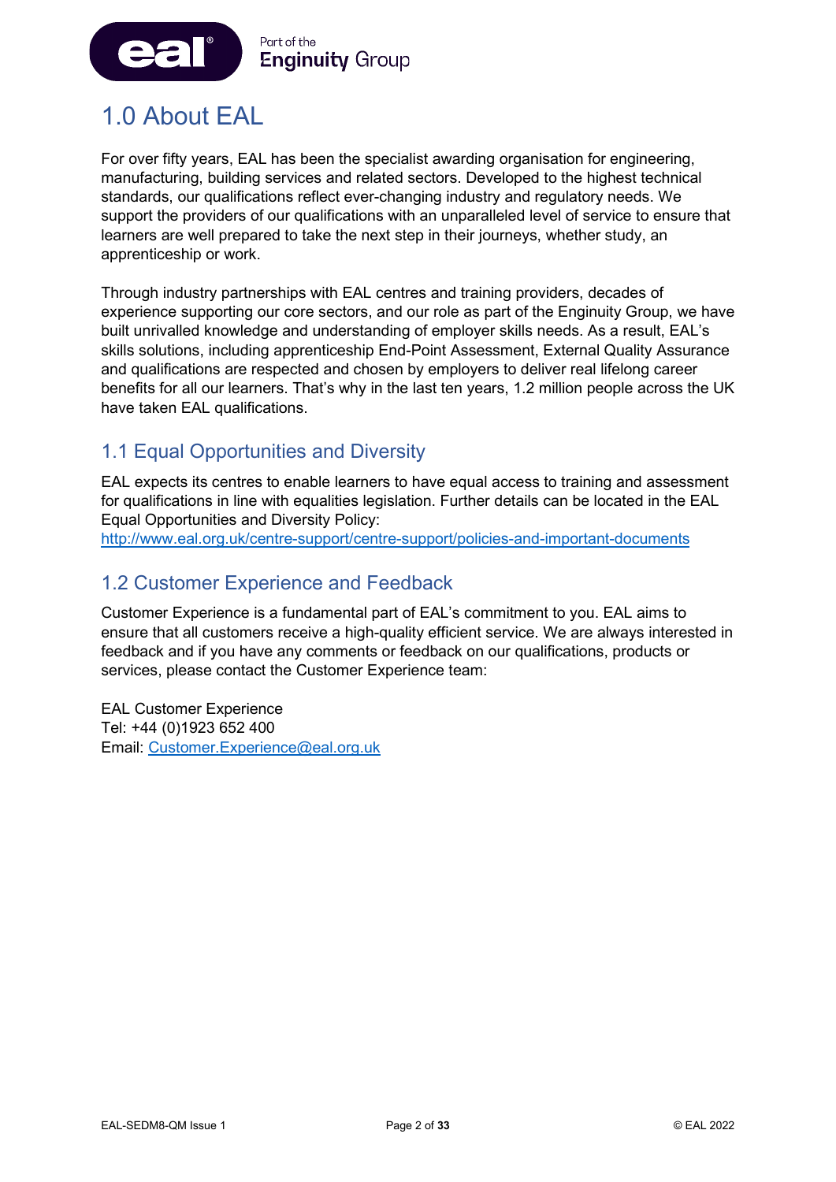# 1.0 About EAL

For over fifty years, EAL has been the specialist awarding organisation for engineering, manufacturing, building services and related sectors. Developed to the highest technical standards, our qualifications reflect ever-changing industry and regulatory needs. We support the providers of our qualifications with an unparalleled level of service to ensure that learners are well prepared to take the next step in their journeys, whether study, an apprenticeship or work.

Through industry partnerships with EAL centres and training providers, decades of experience supporting our core sectors, and our role as part of the Enginuity Group, we have built unrivalled knowledge and understanding of employer skills needs. As a result, EAL's skills solutions, including apprenticeship End-Point Assessment, External Quality Assurance and qualifications are respected and chosen by employers to deliver real lifelong career benefits for all our learners. That's why in the last ten years, 1.2 million people across the UK have taken EAL qualifications.

## 1.1 Equal Opportunities and Diversity

EAL expects its centres to enable learners to have equal access to training and assessment for qualifications in line with equalities legislation. Further details can be located in the EAL Equal Opportunities and Diversity Policy:
http://www.eal.org.uk/centre-support/centre-support/policies-and-important-documents

## 1.2 Customer Experience and Feedback

Customer Experience is a fundamental part of EAL's commitment to you. EAL aims to ensure that all customers receive a high-quality efficient service. We are always interested in feedback and if you have any comments or feedback on our qualifications, products or services, please contact the Customer Experience team:

EAL Customer Experience
Tel: +44 (0)1923 652 400
Email: Customer.Experience@eal.org.uk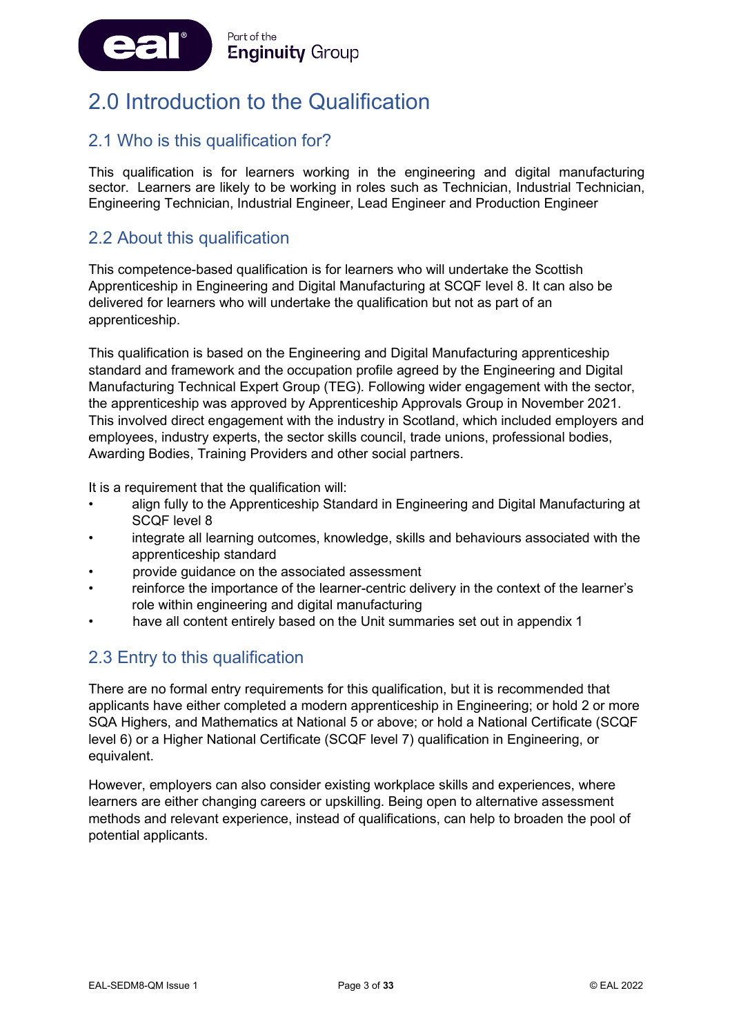# 2.0 Introduction to the Qualification

## 2.1 Who is this qualification for?

This qualification is for learners working in the engineering and digital manufacturing sector. Learners are likely to be working in roles such as Technician, Industrial Technician, Engineering Technician, Industrial Engineer, Lead Engineer and Production Engineer

## 2.2 About this qualification

This competence-based qualification is for learners who will undertake the Scottish Apprenticeship in Engineering and Digital Manufacturing at SCQF level 8. It can also be delivered for learners who will undertake the qualification but not as part of an apprenticeship.

This qualification is based on the Engineering and Digital Manufacturing apprenticeship standard and framework and the occupation profile agreed by the Engineering and Digital Manufacturing Technical Expert Group (TEG). Following wider engagement with the sector, the apprenticeship was approved by Apprenticeship Approvals Group in November 2021. This involved direct engagement with the industry in Scotland, which included employers and employees, industry experts, the sector skills council, trade unions, professional bodies, Awarding Bodies, Training Providers and other social partners.

It is a requirement that the qualification will:

- align fully to the Apprenticeship Standard in Engineering and Digital Manufacturing at SCQF level 8
- integrate all learning outcomes, knowledge, skills and behaviours associated with the apprenticeship standard
- provide guidance on the associated assessment
- reinforce the importance of the learner-centric delivery in the context of the learner's role within engineering and digital manufacturing
- have all content entirely based on the Unit summaries set out in appendix 1

## 2.3 Entry to this qualification

There are no formal entry requirements for this qualification, but it is recommended that applicants have either completed a modern apprenticeship in Engineering; or hold 2 or more SQA Highers, and Mathematics at National 5 or above; or hold a National Certificate (SCQF level 6) or a Higher National Certificate (SCQF level 7) qualification in Engineering, or equivalent.

However, employers can also consider existing workplace skills and experiences, where learners are either changing careers or upskilling. Being open to alternative assessment methods and relevant experience, instead of qualifications, can help to broaden the pool of potential applicants.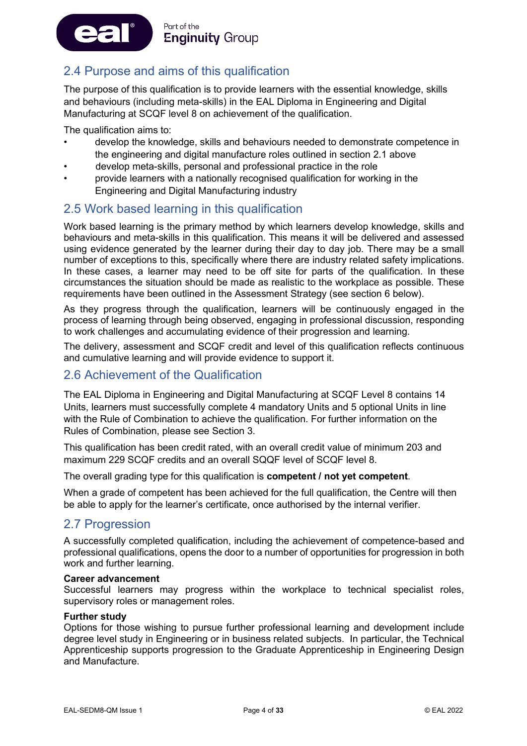## 2.4 Purpose and aims of this qualification

The purpose of this qualification is to provide learners with the essential knowledge, skills and behaviours (including meta-skills) in the EAL Diploma in Engineering and Digital Manufacturing at SCQF level 8 on achievement of the qualification.

The qualification aims to:

- develop the knowledge, skills and behaviours needed to demonstrate competence in the engineering and digital manufacture roles outlined in section 2.1 above
- develop meta-skills, personal and professional practice in the role
- provide learners with a nationally recognised qualification for working in the Engineering and Digital Manufacturing industry

## 2.5 Work based learning in this qualification

Work based learning is the primary method by which learners develop knowledge, skills and behaviours and meta-skills in this qualification. This means it will be delivered and assessed using evidence generated by the learner during their day to day job. There may be a small number of exceptions to this, specifically where there are industry related safety implications. In these cases, a learner may need to be off site for parts of the qualification. In these circumstances the situation should be made as realistic to the workplace as possible. These requirements have been outlined in the Assessment Strategy (see section 6 below).

As they progress through the qualification, learners will be continuously engaged in the process of learning through being observed, engaging in professional discussion, responding to work challenges and accumulating evidence of their progression and learning.

The delivery, assessment and SCQF credit and level of this qualification reflects continuous and cumulative learning and will provide evidence to support it.

## 2.6 Achievement of the Qualification

The EAL Diploma in Engineering and Digital Manufacturing at SCQF Level 8 contains 14 Units, learners must successfully complete 4 mandatory Units and 5 optional Units in line with the Rule of Combination to achieve the qualification. For further information on the Rules of Combination, please see Section 3.

This qualification has been credit rated, with an overall credit value of minimum 203 and maximum 229 SCQF credits and an overall SQQF level of SCQF level 8.

The overall grading type for this qualification is **competent / not yet competent**.

When a grade of competent has been achieved for the full qualification, the Centre will then be able to apply for the learner's certificate, once authorised by the internal verifier.

## 2.7 Progression

A successfully completed qualification, including the achievement of competence-based and professional qualifications, opens the door to a number of opportunities for progression in both work and further learning.

**Career advancement**
Successful learners may progress within the workplace to technical specialist roles, supervisory roles or management roles.

**Further study**
Options for those wishing to pursue further professional learning and development include degree level study in Engineering or in business related subjects. In particular, the Technical Apprenticeship supports progression to the Graduate Apprenticeship in Engineering Design and Manufacture.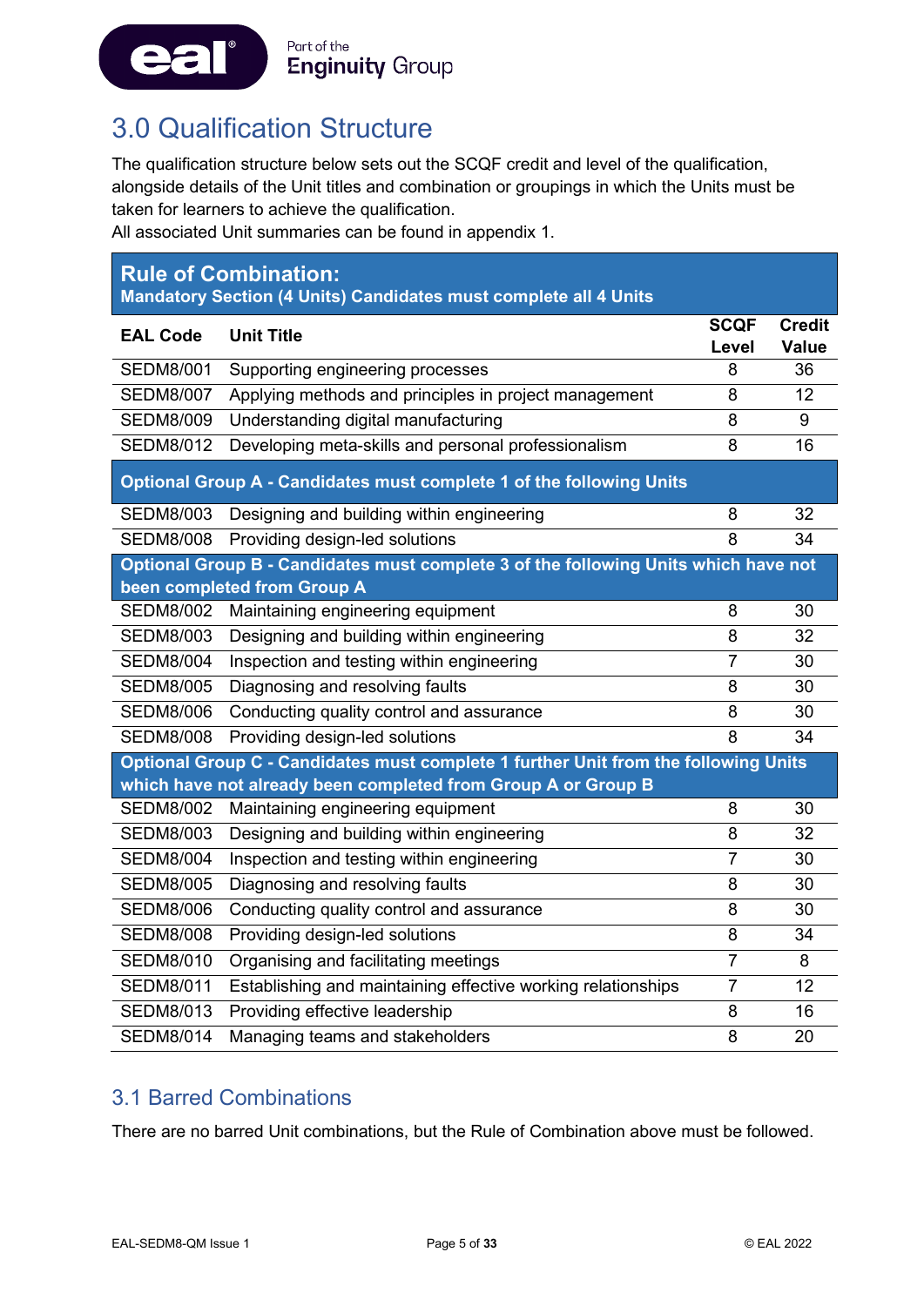# 3.0 Qualification Structure

The qualification structure below sets out the SCQF credit and level of the qualification, alongside details of the Unit titles and combination or groupings in which the Units must be taken for learners to achieve the qualification.
All associated Unit summaries can be found in appendix 1.

| **Rule of Combination:** Mandatory Section (4 Units) Candidates must complete all 4 Units | | | |
|---|---|---|---|
| **EAL Code** | **Unit Title** | **SCQF Level** | **Credit Value** |
| SEDM8/001 | Supporting engineering processes | 8 | 36 |
| SEDM8/007 | Applying methods and principles in project management | 8 | 12 |
| SEDM8/009 | Understanding digital manufacturing | 8 | 9 |
| SEDM8/012 | Developing meta-skills and personal professionalism | 8 | 16 |
| **Optional Group A - Candidates must complete 1 of the following Units** | | | |
| SEDM8/003 | Designing and building within engineering | 8 | 32 |
| SEDM8/008 | Providing design-led solutions | 8 | 34 |
| **Optional Group B - Candidates must complete 3 of the following Units which have not been completed from Group A** | | | |
| SEDM8/002 | Maintaining engineering equipment | 8 | 30 |
| SEDM8/003 | Designing and building within engineering | 8 | 32 |
| SEDM8/004 | Inspection and testing within engineering | 7 | 30 |
| SEDM8/005 | Diagnosing and resolving faults | 8 | 30 |
| SEDM8/006 | Conducting quality control and assurance | 8 | 30 |
| SEDM8/008 | Providing design-led solutions | 8 | 34 |
| **Optional Group C - Candidates must complete 1 further Unit from the following Units which have not already been completed from Group A or Group B** | | | |
| SEDM8/002 | Maintaining engineering equipment | 8 | 30 |
| SEDM8/003 | Designing and building within engineering | 8 | 32 |
| SEDM8/004 | Inspection and testing within engineering | 7 | 30 |
| SEDM8/005 | Diagnosing and resolving faults | 8 | 30 |
| SEDM8/006 | Conducting quality control and assurance | 8 | 30 |
| SEDM8/008 | Providing design-led solutions | 8 | 34 |
| SEDM8/010 | Organising and facilitating meetings | 7 | 8 |
| SEDM8/011 | Establishing and maintaining effective working relationships | 7 | 12 |
| SEDM8/013 | Providing effective leadership | 8 | 16 |
| SEDM8/014 | Managing teams and stakeholders | 8 | 20 |

## 3.1 Barred Combinations

There are no barred Unit combinations, but the Rule of Combination above must be followed.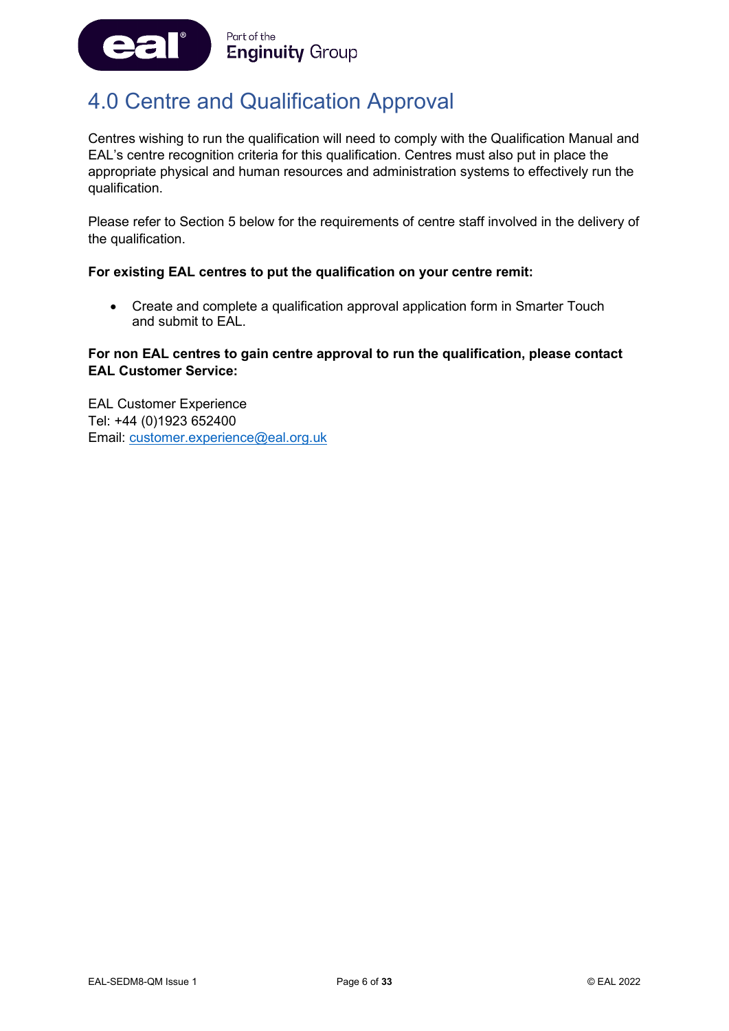# 4.0 Centre and Qualification Approval

Centres wishing to run the qualification will need to comply with the Qualification Manual and EAL's centre recognition criteria for this qualification. Centres must also put in place the appropriate physical and human resources and administration systems to effectively run the qualification.

Please refer to Section 5 below for the requirements of centre staff involved in the delivery of the qualification.

**For existing EAL centres to put the qualification on your centre remit:**

- Create and complete a qualification approval application form in Smarter Touch and submit to EAL.

**For non EAL centres to gain centre approval to run the qualification, please contact EAL Customer Service:**

EAL Customer Experience
Tel: +44 (0)1923 652400
Email: customer.experience@eal.org.uk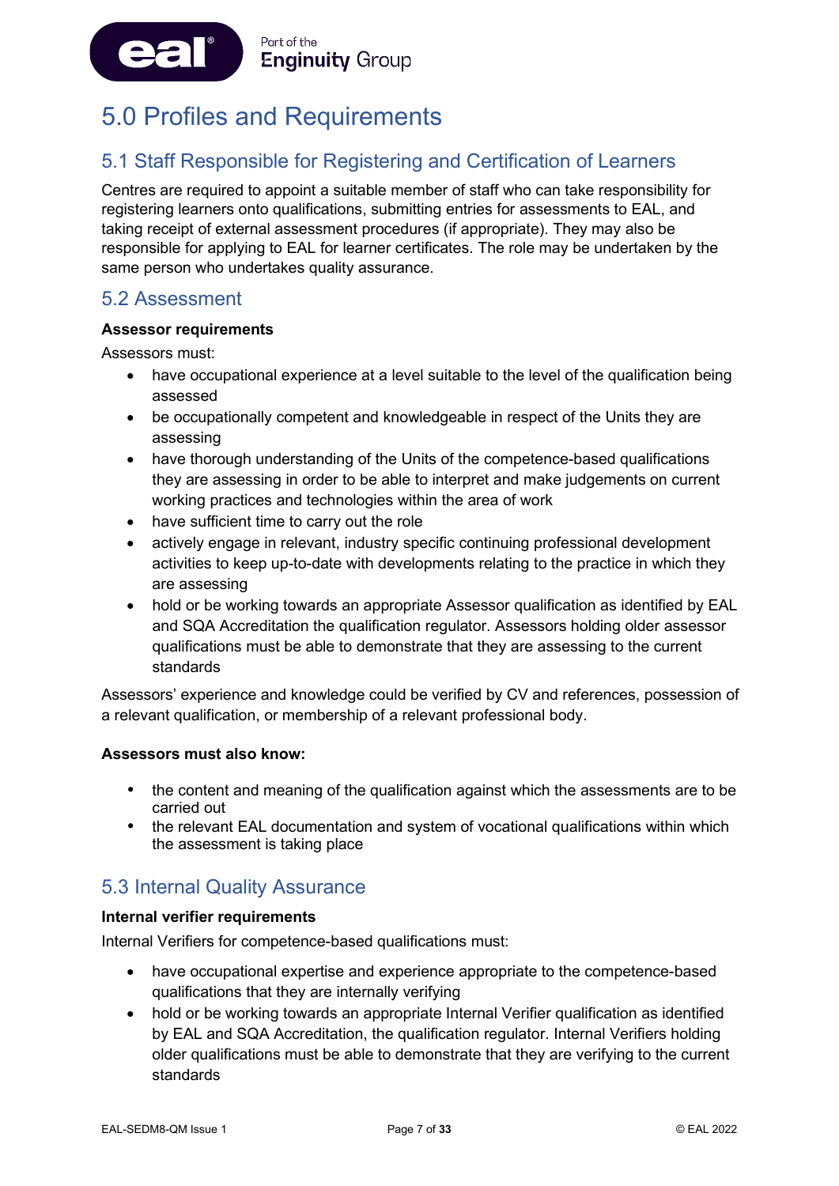# 5.0 Profiles and Requirements

## 5.1 Staff Responsible for Registering and Certification of Learners

Centres are required to appoint a suitable member of staff who can take responsibility for registering learners onto qualifications, submitting entries for assessments to EAL, and taking receipt of external assessment procedures (if appropriate). They may also be responsible for applying to EAL for learner certificates. The role may be undertaken by the same person who undertakes quality assurance.

## 5.2 Assessment

**Assessor requirements**

Assessors must:

- have occupational experience at a level suitable to the level of the qualification being assessed
- be occupationally competent and knowledgeable in respect of the Units they are assessing
- have thorough understanding of the Units of the competence-based qualifications they are assessing in order to be able to interpret and make judgements on current working practices and technologies within the area of work
- have sufficient time to carry out the role
- actively engage in relevant, industry specific continuing professional development activities to keep up-to-date with developments relating to the practice in which they are assessing
- hold or be working towards an appropriate Assessor qualification as identified by EAL and SQA Accreditation the qualification regulator. Assessors holding older assessor qualifications must be able to demonstrate that they are assessing to the current standards

Assessors' experience and knowledge could be verified by CV and references, possession of a relevant qualification, or membership of a relevant professional body.

**Assessors must also know:**

- the content and meaning of the qualification against which the assessments are to be carried out
- the relevant EAL documentation and system of vocational qualifications within which the assessment is taking place

## 5.3 Internal Quality Assurance

**Internal verifier requirements**

Internal Verifiers for competence-based qualifications must:

- have occupational expertise and experience appropriate to the competence-based qualifications that they are internally verifying
- hold or be working towards an appropriate Internal Verifier qualification as identified by EAL and SQA Accreditation, the qualification regulator. Internal Verifiers holding older qualifications must be able to demonstrate that they are verifying to the current standards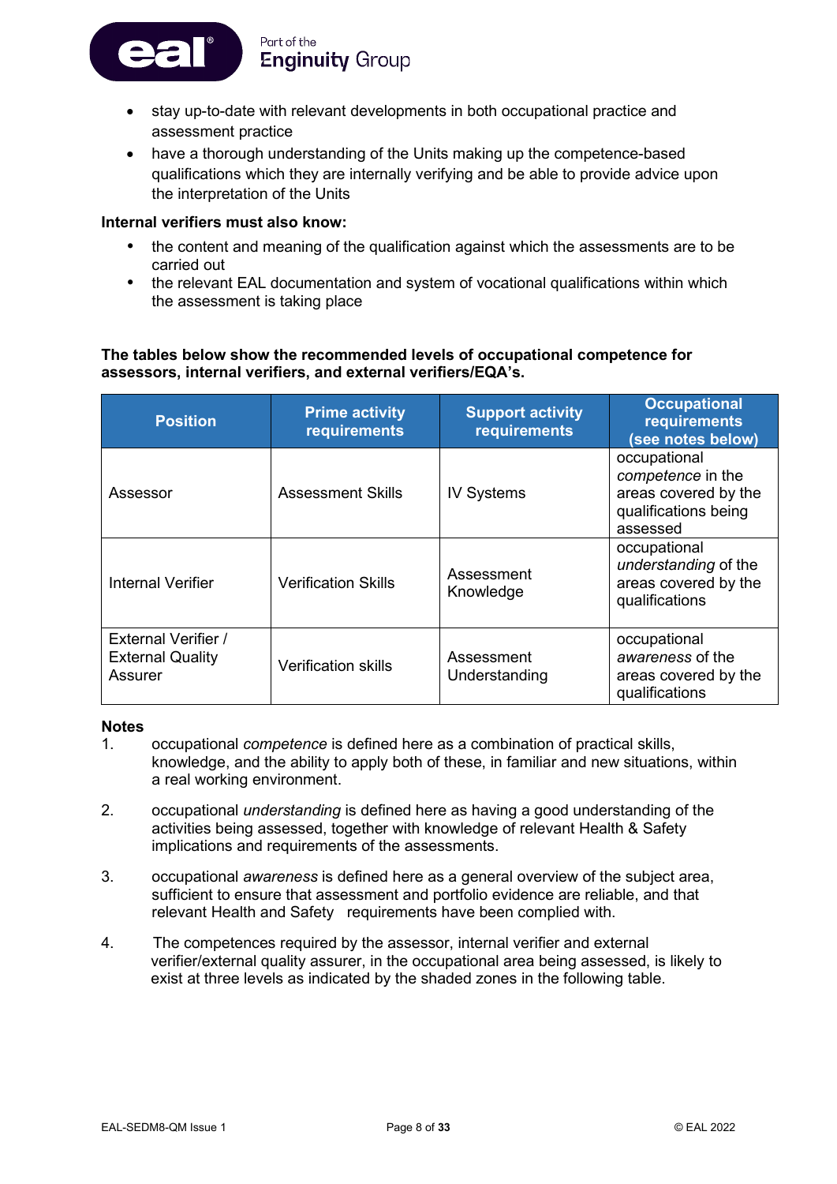- stay up-to-date with relevant developments in both occupational practice and assessment practice
- have a thorough understanding of the Units making up the competence-based qualifications which they are internally verifying and be able to provide advice upon the interpretation of the Units

**Internal verifiers must also know:**

- the content and meaning of the qualification against which the assessments are to be carried out
- the relevant EAL documentation and system of vocational qualifications within which the assessment is taking place

**The tables below show the recommended levels of occupational competence for assessors, internal verifiers, and external verifiers/EQA's.**

| Position | Prime activity requirements | Support activity requirements | Occupational requirements (see notes below) |
|---|---|---|---|
| Assessor | Assessment Skills | IV Systems | occupational *competence* in the areas covered by the qualifications being assessed |
| Internal Verifier | Verification Skills | Assessment Knowledge | occupational *understanding* of the areas covered by the qualifications |
| External Verifier / External Quality Assurer | Verification skills | Assessment Understanding | occupational *awareness* of the areas covered by the qualifications |

**Notes**

1. occupational *competence* is defined here as a combination of practical skills, knowledge, and the ability to apply both of these, in familiar and new situations, within a real working environment.

2. occupational *understanding* is defined here as having a good understanding of the activities being assessed, together with knowledge of relevant Health & Safety implications and requirements of the assessments.

3. occupational *awareness* is defined here as a general overview of the subject area, sufficient to ensure that assessment and portfolio evidence are reliable, and that relevant Health and Safety requirements have been complied with.

4. The competences required by the assessor, internal verifier and external verifier/external quality assurer, in the occupational area being assessed, is likely to exist at three levels as indicated by the shaded zones in the following table.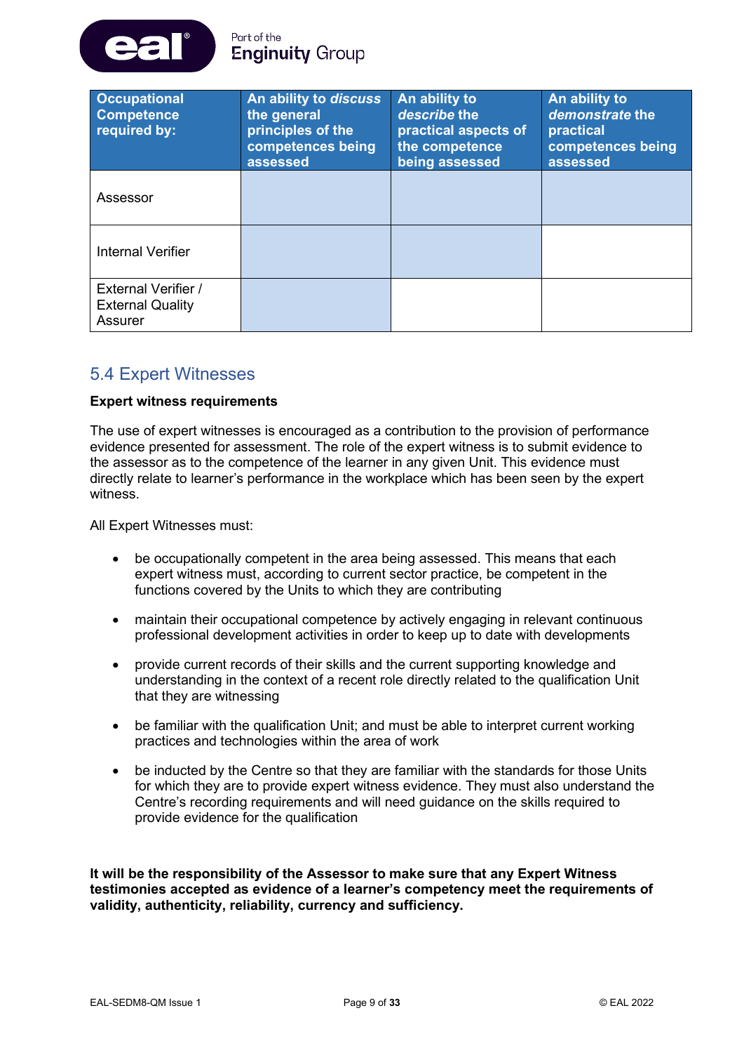| Occupational Competence required by: | An ability to *discuss* the general principles of the competences being assessed | An ability to *describe* the practical aspects of the competence being assessed | An ability to *demonstrate* the practical competences being assessed |
|---|---|---|---|
| Assessor | | | |
| Internal Verifier | | | |
| External Verifier / External Quality Assurer | | | |

## 5.4 Expert Witnesses

**Expert witness requirements**

The use of expert witnesses is encouraged as a contribution to the provision of performance evidence presented for assessment. The role of the expert witness is to submit evidence to the assessor as to the competence of the learner in any given Unit. This evidence must directly relate to learner's performance in the workplace which has been seen by the expert witness.

All Expert Witnesses must:

- be occupationally competent in the area being assessed. This means that each expert witness must, according to current sector practice, be competent in the functions covered by the Units to which they are contributing
- maintain their occupational competence by actively engaging in relevant continuous professional development activities in order to keep up to date with developments
- provide current records of their skills and the current supporting knowledge and understanding in the context of a recent role directly related to the qualification Unit that they are witnessing
- be familiar with the qualification Unit; and must be able to interpret current working practices and technologies within the area of work
- be inducted by the Centre so that they are familiar with the standards for those Units for which they are to provide expert witness evidence. They must also understand the Centre's recording requirements and will need guidance on the skills required to provide evidence for the qualification

**It will be the responsibility of the Assessor to make sure that any Expert Witness testimonies accepted as evidence of a learner's competency meet the requirements of validity, authenticity, reliability, currency and sufficiency.**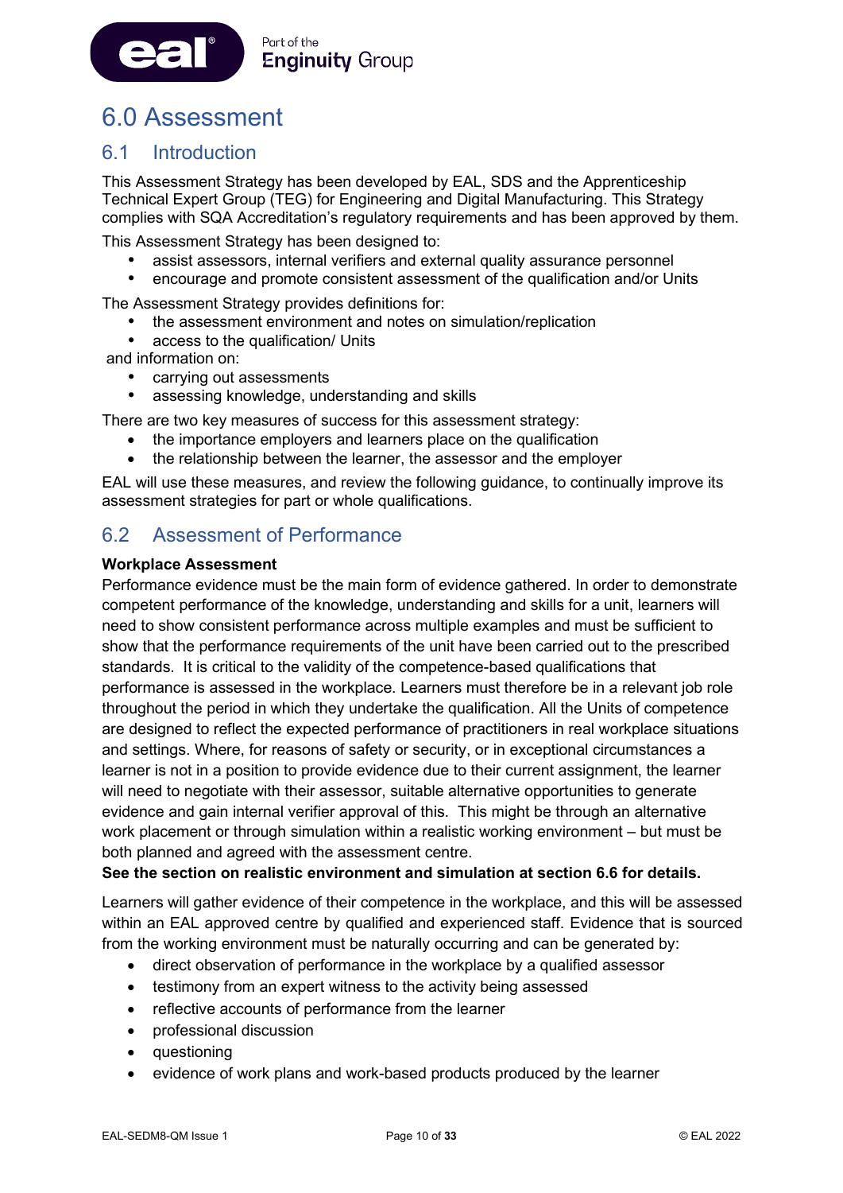# 6.0 Assessment

## 6.1 Introduction

This Assessment Strategy has been developed by EAL, SDS and the Apprenticeship Technical Expert Group (TEG) for Engineering and Digital Manufacturing. This Strategy complies with SQA Accreditation's regulatory requirements and has been approved by them.

This Assessment Strategy has been designed to:

- assist assessors, internal verifiers and external quality assurance personnel
- encourage and promote consistent assessment of the qualification and/or Units

The Assessment Strategy provides definitions for:

- the assessment environment and notes on simulation/replication
- access to the qualification/ Units

and information on:

- carrying out assessments
- assessing knowledge, understanding and skills

There are two key measures of success for this assessment strategy:

- the importance employers and learners place on the qualification
- the relationship between the learner, the assessor and the employer

EAL will use these measures, and review the following guidance, to continually improve its assessment strategies for part or whole qualifications.

## 6.2 Assessment of Performance

**Workplace Assessment**

Performance evidence must be the main form of evidence gathered. In order to demonstrate competent performance of the knowledge, understanding and skills for a unit, learners will need to show consistent performance across multiple examples and must be sufficient to show that the performance requirements of the unit have been carried out to the prescribed standards. It is critical to the validity of the competence-based qualifications that performance is assessed in the workplace. Learners must therefore be in a relevant job role throughout the period in which they undertake the qualification. All the Units of competence are designed to reflect the expected performance of practitioners in real workplace situations and settings. Where, for reasons of safety or security, or in exceptional circumstances a learner is not in a position to provide evidence due to their current assignment, the learner will need to negotiate with their assessor, suitable alternative opportunities to generate evidence and gain internal verifier approval of this. This might be through an alternative work placement or through simulation within a realistic working environment – but must be both planned and agreed with the assessment centre.

**See the section on realistic environment and simulation at section 6.6 for details.**

Learners will gather evidence of their competence in the workplace, and this will be assessed within an EAL approved centre by qualified and experienced staff. Evidence that is sourced from the working environment must be naturally occurring and can be generated by:

- direct observation of performance in the workplace by a qualified assessor
- testimony from an expert witness to the activity being assessed
- reflective accounts of performance from the learner
- professional discussion
- questioning
- evidence of work plans and work-based products produced by the learner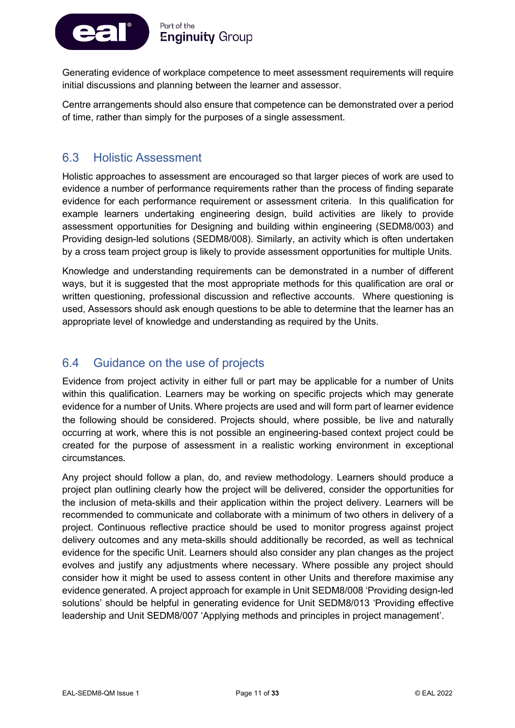Generating evidence of workplace competence to meet assessment requirements will require initial discussions and planning between the learner and assessor.

Centre arrangements should also ensure that competence can be demonstrated over a period of time, rather than simply for the purposes of a single assessment.

## 6.3 Holistic Assessment

Holistic approaches to assessment are encouraged so that larger pieces of work are used to evidence a number of performance requirements rather than the process of finding separate evidence for each performance requirement or assessment criteria. In this qualification for example learners undertaking engineering design, build activities are likely to provide assessment opportunities for Designing and building within engineering (SEDM8/003) and Providing design-led solutions (SEDM8/008). Similarly, an activity which is often undertaken by a cross team project group is likely to provide assessment opportunities for multiple Units.

Knowledge and understanding requirements can be demonstrated in a number of different ways, but it is suggested that the most appropriate methods for this qualification are oral or written questioning, professional discussion and reflective accounts. Where questioning is used, Assessors should ask enough questions to be able to determine that the learner has an appropriate level of knowledge and understanding as required by the Units.

## 6.4 Guidance on the use of projects

Evidence from project activity in either full or part may be applicable for a number of Units within this qualification. Learners may be working on specific projects which may generate evidence for a number of Units. Where projects are used and will form part of learner evidence the following should be considered. Projects should, where possible, be live and naturally occurring at work, where this is not possible an engineering-based context project could be created for the purpose of assessment in a realistic working environment in exceptional circumstances.

Any project should follow a plan, do, and review methodology. Learners should produce a project plan outlining clearly how the project will be delivered, consider the opportunities for the inclusion of meta-skills and their application within the project delivery. Learners will be recommended to communicate and collaborate with a minimum of two others in delivery of a project. Continuous reflective practice should be used to monitor progress against project delivery outcomes and any meta-skills should additionally be recorded, as well as technical evidence for the specific Unit. Learners should also consider any plan changes as the project evolves and justify any adjustments where necessary. Where possible any project should consider how it might be used to assess content in other Units and therefore maximise any evidence generated. A project approach for example in Unit SEDM8/008 'Providing design-led solutions' should be helpful in generating evidence for Unit SEDM8/013 'Providing effective leadership and Unit SEDM8/007 'Applying methods and principles in project management'.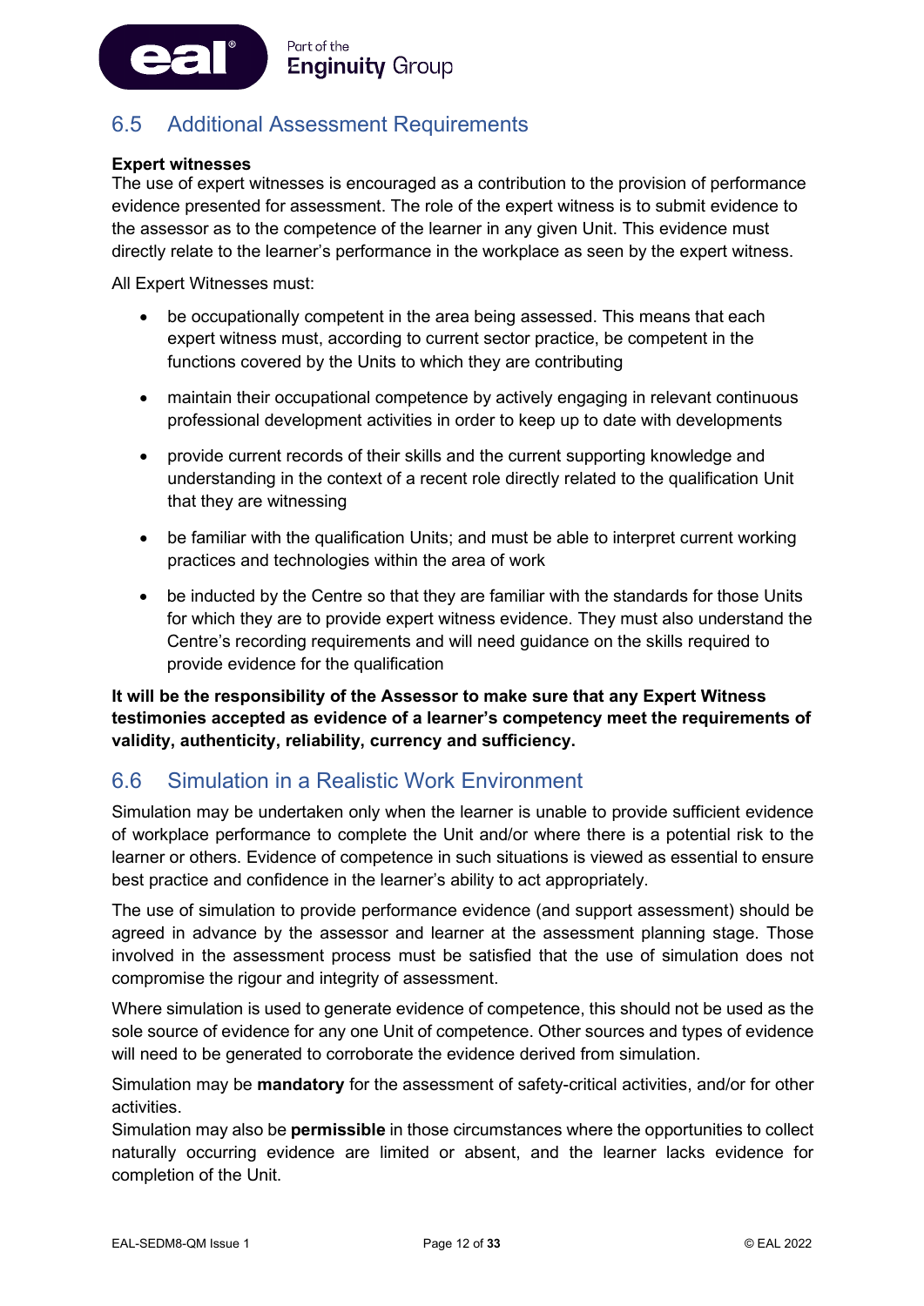## 6.5 Additional Assessment Requirements

**Expert witnesses**

The use of expert witnesses is encouraged as a contribution to the provision of performance evidence presented for assessment. The role of the expert witness is to submit evidence to the assessor as to the competence of the learner in any given Unit. This evidence must directly relate to the learner's performance in the workplace as seen by the expert witness.

All Expert Witnesses must:

- be occupationally competent in the area being assessed. This means that each expert witness must, according to current sector practice, be competent in the functions covered by the Units to which they are contributing
- maintain their occupational competence by actively engaging in relevant continuous professional development activities in order to keep up to date with developments
- provide current records of their skills and the current supporting knowledge and understanding in the context of a recent role directly related to the qualification Unit that they are witnessing
- be familiar with the qualification Units; and must be able to interpret current working practices and technologies within the area of work
- be inducted by the Centre so that they are familiar with the standards for those Units for which they are to provide expert witness evidence. They must also understand the Centre's recording requirements and will need guidance on the skills required to provide evidence for the qualification

**It will be the responsibility of the Assessor to make sure that any Expert Witness testimonies accepted as evidence of a learner's competency meet the requirements of validity, authenticity, reliability, currency and sufficiency.**

## 6.6 Simulation in a Realistic Work Environment

Simulation may be undertaken only when the learner is unable to provide sufficient evidence of workplace performance to complete the Unit and/or where there is a potential risk to the learner or others. Evidence of competence in such situations is viewed as essential to ensure best practice and confidence in the learner's ability to act appropriately.

The use of simulation to provide performance evidence (and support assessment) should be agreed in advance by the assessor and learner at the assessment planning stage. Those involved in the assessment process must be satisfied that the use of simulation does not compromise the rigour and integrity of assessment.

Where simulation is used to generate evidence of competence, this should not be used as the sole source of evidence for any one Unit of competence. Other sources and types of evidence will need to be generated to corroborate the evidence derived from simulation.

Simulation may be **mandatory** for the assessment of safety-critical activities, and/or for other activities.

Simulation may also be **permissible** in those circumstances where the opportunities to collect naturally occurring evidence are limited or absent, and the learner lacks evidence for completion of the Unit.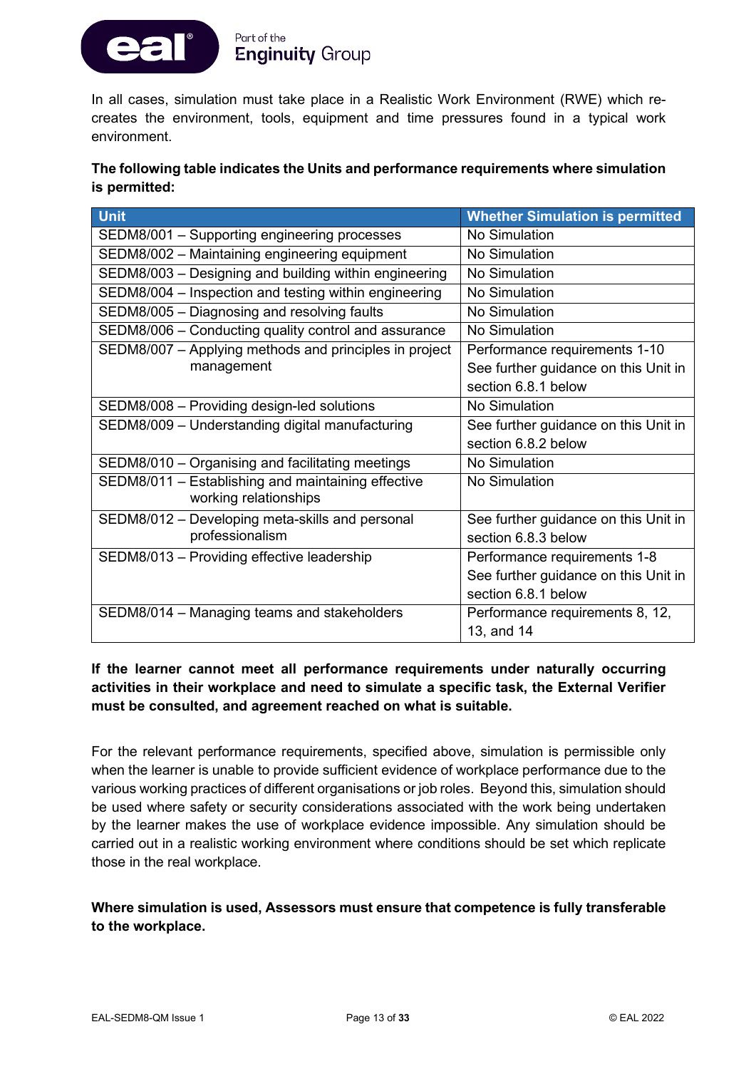In all cases, simulation must take place in a Realistic Work Environment (RWE) which re-creates the environment, tools, equipment and time pressures found in a typical work environment.

**The following table indicates the Units and performance requirements where simulation is permitted:**

| Unit | Whether Simulation is permitted |
|---|---|
| SEDM8/001 – Supporting engineering processes | No Simulation |
| SEDM8/002 – Maintaining engineering equipment | No Simulation |
| SEDM8/003 – Designing and building within engineering | No Simulation |
| SEDM8/004 – Inspection and testing within engineering | No Simulation |
| SEDM8/005 – Diagnosing and resolving faults | No Simulation |
| SEDM8/006 – Conducting quality control and assurance | No Simulation |
| SEDM8/007 – Applying methods and principles in project management | Performance requirements 1-10 See further guidance on this Unit in section 6.8.1 below |
| SEDM8/008 – Providing design-led solutions | No Simulation |
| SEDM8/009 – Understanding digital manufacturing | See further guidance on this Unit in section 6.8.2 below |
| SEDM8/010 – Organising and facilitating meetings | No Simulation |
| SEDM8/011 – Establishing and maintaining effective working relationships | No Simulation |
| SEDM8/012 – Developing meta-skills and personal professionalism | See further guidance on this Unit in section 6.8.3 below |
| SEDM8/013 – Providing effective leadership | Performance requirements 1-8 See further guidance on this Unit in section 6.8.1 below |
| SEDM8/014 – Managing teams and stakeholders | Performance requirements 8, 12, 13, and 14 |

**If the learner cannot meet all performance requirements under naturally occurring activities in their workplace and need to simulate a specific task, the External Verifier must be consulted, and agreement reached on what is suitable.**

For the relevant performance requirements, specified above, simulation is permissible only when the learner is unable to provide sufficient evidence of workplace performance due to the various working practices of different organisations or job roles. Beyond this, simulation should be used where safety or security considerations associated with the work being undertaken by the learner makes the use of workplace evidence impossible. Any simulation should be carried out in a realistic working environment where conditions should be set which replicate those in the real workplace.

**Where simulation is used, Assessors must ensure that competence is fully transferable to the workplace.**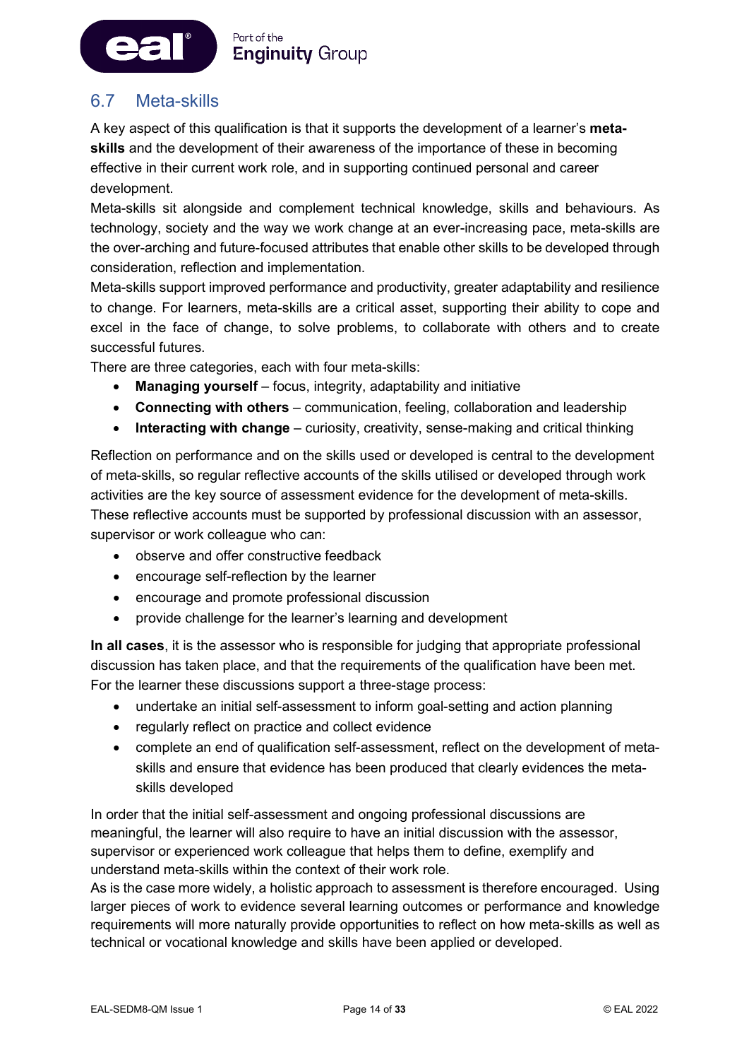## 6.7 Meta-skills

A key aspect of this qualification is that it supports the development of a learner's **meta-skills** and the development of their awareness of the importance of these in becoming effective in their current work role, and in supporting continued personal and career development.

Meta-skills sit alongside and complement technical knowledge, skills and behaviours. As technology, society and the way we work change at an ever-increasing pace, meta-skills are the over-arching and future-focused attributes that enable other skills to be developed through consideration, reflection and implementation.

Meta-skills support improved performance and productivity, greater adaptability and resilience to change. For learners, meta-skills are a critical asset, supporting their ability to cope and excel in the face of change, to solve problems, to collaborate with others and to create successful futures.

There are three categories, each with four meta-skills:

- **Managing yourself** – focus, integrity, adaptability and initiative
- **Connecting with others** – communication, feeling, collaboration and leadership
- **Interacting with change** – curiosity, creativity, sense-making and critical thinking

Reflection on performance and on the skills used or developed is central to the development of meta-skills, so regular reflective accounts of the skills utilised or developed through work activities are the key source of assessment evidence for the development of meta-skills. These reflective accounts must be supported by professional discussion with an assessor, supervisor or work colleague who can:

- observe and offer constructive feedback
- encourage self-reflection by the learner
- encourage and promote professional discussion
- provide challenge for the learner's learning and development

**In all cases**, it is the assessor who is responsible for judging that appropriate professional discussion has taken place, and that the requirements of the qualification have been met. For the learner these discussions support a three-stage process:

- undertake an initial self-assessment to inform goal-setting and action planning
- regularly reflect on practice and collect evidence
- complete an end of qualification self-assessment, reflect on the development of meta-skills and ensure that evidence has been produced that clearly evidences the meta-skills developed

In order that the initial self-assessment and ongoing professional discussions are meaningful, the learner will also require to have an initial discussion with the assessor, supervisor or experienced work colleague that helps them to define, exemplify and understand meta-skills within the context of their work role.

As is the case more widely, a holistic approach to assessment is therefore encouraged. Using larger pieces of work to evidence several learning outcomes or performance and knowledge requirements will more naturally provide opportunities to reflect on how meta-skills as well as technical or vocational knowledge and skills have been applied or developed.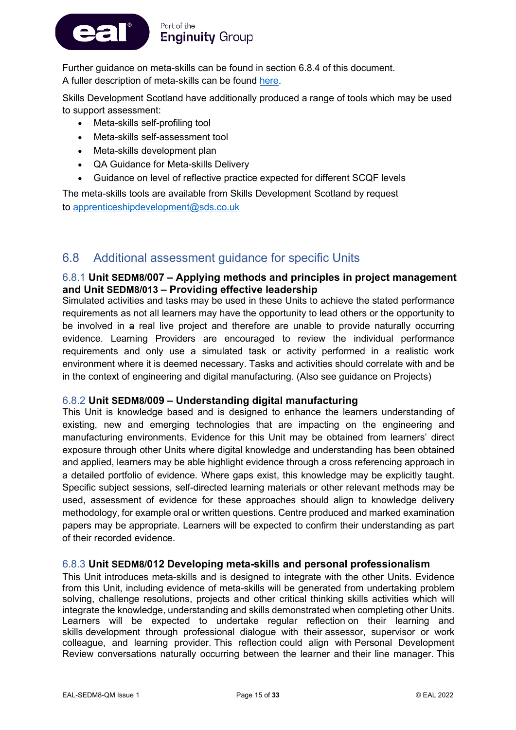Further guidance on meta-skills can be found in section 6.8.4 of this document.
A fuller description of meta-skills can be found here.

Skills Development Scotland have additionally produced a range of tools which may be used to support assessment:

- Meta-skills self-profiling tool
- Meta-skills self-assessment tool
- Meta-skills development plan
- QA Guidance for Meta-skills Delivery
- Guidance on level of reflective practice expected for different SCQF levels

The meta-skills tools are available from Skills Development Scotland by request to apprenticeshipdevelopment@sds.co.uk

## 6.8 Additional assessment guidance for specific Units

### 6.8.1 Unit SEDM8/007 – Applying methods and principles in project management and Unit SEDM8/013 – Providing effective leadership

Simulated activities and tasks may be used in these Units to achieve the stated performance requirements as not all learners may have the opportunity to lead others or the opportunity to be involved in a real live project and therefore are unable to provide naturally occurring evidence. Learning Providers are encouraged to review the individual performance requirements and only use a simulated task or activity performed in a realistic work environment where it is deemed necessary. Tasks and activities should correlate with and be in the context of engineering and digital manufacturing. (Also see guidance on Projects)

### 6.8.2 Unit SEDM8/009 – Understanding digital manufacturing

This Unit is knowledge based and is designed to enhance the learners understanding of existing, new and emerging technologies that are impacting on the engineering and manufacturing environments. Evidence for this Unit may be obtained from learners' direct exposure through other Units where digital knowledge and understanding has been obtained and applied, learners may be able highlight evidence through a cross referencing approach in a detailed portfolio of evidence. Where gaps exist, this knowledge may be explicitly taught. Specific subject sessions, self-directed learning materials or other relevant methods may be used, assessment of evidence for these approaches should align to knowledge delivery methodology, for example oral or written questions. Centre produced and marked examination papers may be appropriate. Learners will be expected to confirm their understanding as part of their recorded evidence.

### 6.8.3 Unit SEDM8/012 Developing meta-skills and personal professionalism

This Unit introduces meta-skills and is designed to integrate with the other Units. Evidence from this Unit, including evidence of meta-skills will be generated from undertaking problem solving, challenge resolutions, projects and other critical thinking skills activities which will integrate the knowledge, understanding and skills demonstrated when completing other Units. Learners will be expected to undertake regular reflection on their learning and skills development through professional dialogue with their assessor, supervisor or work colleague, and learning provider. This reflection could align with Personal Development Review conversations naturally occurring between the learner and their line manager. This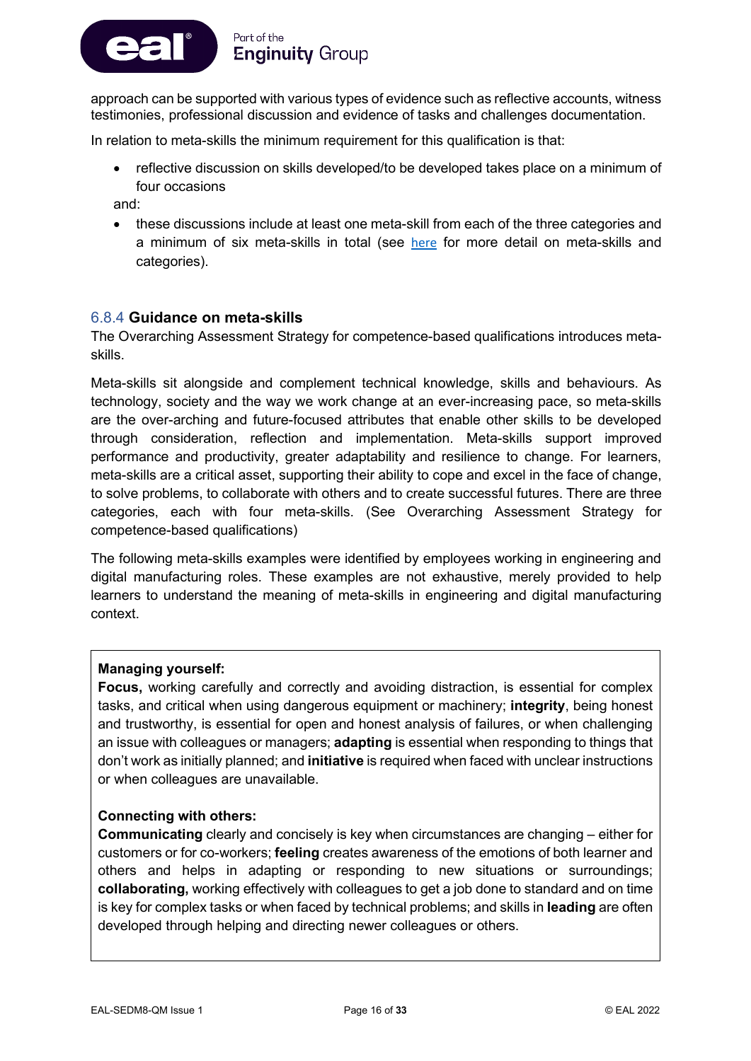approach can be supported with various types of evidence such as reflective accounts, witness testimonies, professional discussion and evidence of tasks and challenges documentation.

In relation to meta-skills the minimum requirement for this qualification is that:

- reflective discussion on skills developed/to be developed takes place on a minimum of four occasions

and:

- these discussions include at least one meta-skill from each of the three categories and a minimum of six meta-skills in total (see here for more detail on meta-skills and categories).

### 6.8.4 Guidance on meta-skills

The Overarching Assessment Strategy for competence-based qualifications introduces meta-skills.

Meta-skills sit alongside and complement technical knowledge, skills and behaviours. As technology, society and the way we work change at an ever-increasing pace, so meta-skills are the over-arching and future-focused attributes that enable other skills to be developed through consideration, reflection and implementation. Meta-skills support improved performance and productivity, greater adaptability and resilience to change. For learners, meta-skills are a critical asset, supporting their ability to cope and excel in the face of change, to solve problems, to collaborate with others and to create successful futures. There are three categories, each with four meta-skills. (See Overarching Assessment Strategy for competence-based qualifications)

The following meta-skills examples were identified by employees working in engineering and digital manufacturing roles. These examples are not exhaustive, merely provided to help learners to understand the meaning of meta-skills in engineering and digital manufacturing context.

**Managing yourself:**

**Focus,** working carefully and correctly and avoiding distraction, is essential for complex tasks, and critical when using dangerous equipment or machinery; **integrity**, being honest and trustworthy, is essential for open and honest analysis of failures, or when challenging an issue with colleagues or managers; **adapting** is essential when responding to things that don't work as initially planned; and **initiative** is required when faced with unclear instructions or when colleagues are unavailable.

**Connecting with others:**

**Communicating** clearly and concisely is key when circumstances are changing – either for customers or for co-workers; **feeling** creates awareness of the emotions of both learner and others and helps in adapting or responding to new situations or surroundings; **collaborating,** working effectively with colleagues to get a job done to standard and on time is key for complex tasks or when faced by technical problems; and skills in **leading** are often developed through helping and directing newer colleagues or others.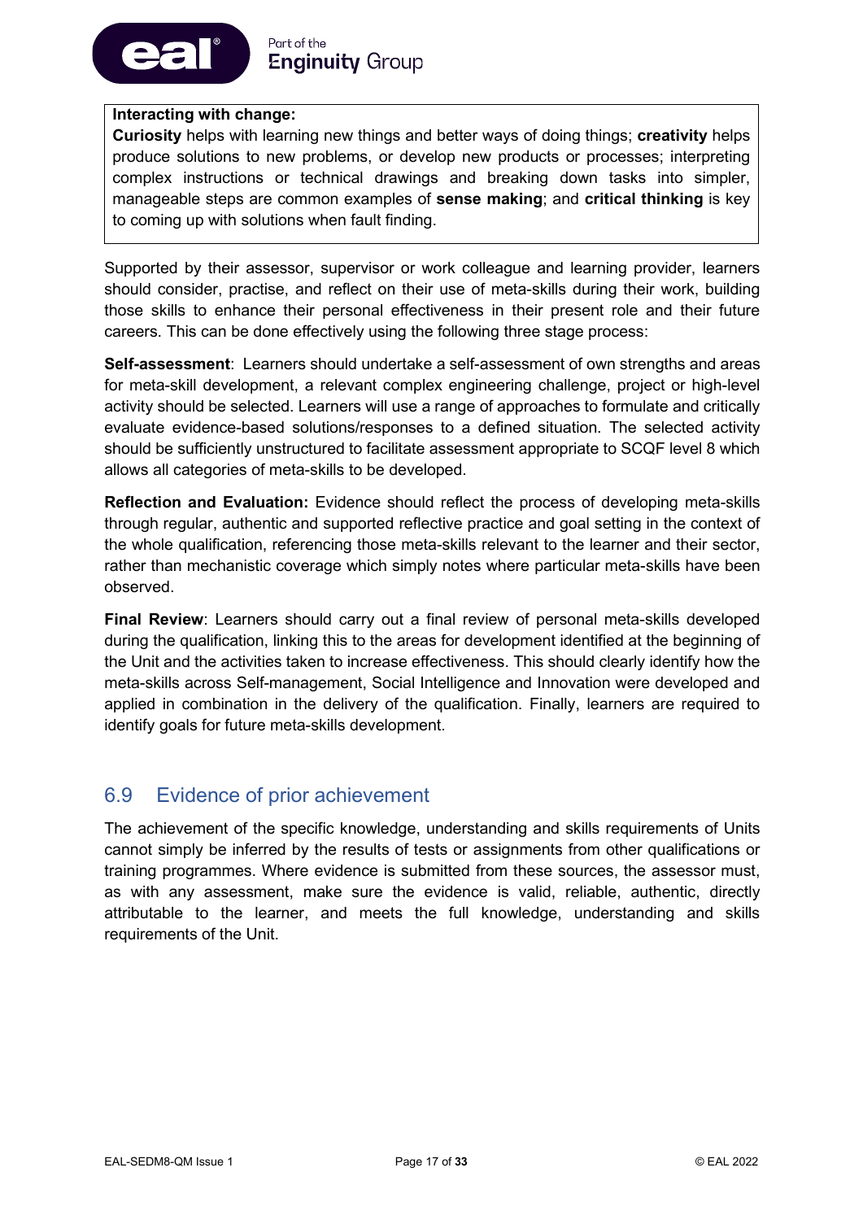**Interacting with change:**
**Curiosity** helps with learning new things and better ways of doing things; **creativity** helps produce solutions to new problems, or develop new products or processes; interpreting complex instructions or technical drawings and breaking down tasks into simpler, manageable steps are common examples of **sense making**; and **critical thinking** is key to coming up with solutions when fault finding.

Supported by their assessor, supervisor or work colleague and learning provider, learners should consider, practise, and reflect on their use of meta-skills during their work, building those skills to enhance their personal effectiveness in their present role and their future careers. This can be done effectively using the following three stage process:

**Self-assessment**: Learners should undertake a self-assessment of own strengths and areas for meta-skill development, a relevant complex engineering challenge, project or high-level activity should be selected. Learners will use a range of approaches to formulate and critically evaluate evidence-based solutions/responses to a defined situation. The selected activity should be sufficiently unstructured to facilitate assessment appropriate to SCQF level 8 which allows all categories of meta-skills to be developed.

**Reflection and Evaluation:** Evidence should reflect the process of developing meta-skills through regular, authentic and supported reflective practice and goal setting in the context of the whole qualification, referencing those meta-skills relevant to the learner and their sector, rather than mechanistic coverage which simply notes where particular meta-skills have been observed.

**Final Review**: Learners should carry out a final review of personal meta-skills developed during the qualification, linking this to the areas for development identified at the beginning of the Unit and the activities taken to increase effectiveness. This should clearly identify how the meta-skills across Self-management, Social Intelligence and Innovation were developed and applied in combination in the delivery of the qualification. Finally, learners are required to identify goals for future meta-skills development.

## 6.9 Evidence of prior achievement

The achievement of the specific knowledge, understanding and skills requirements of Units cannot simply be inferred by the results of tests or assignments from other qualifications or training programmes. Where evidence is submitted from these sources, the assessor must, as with any assessment, make sure the evidence is valid, reliable, authentic, directly attributable to the learner, and meets the full knowledge, understanding and skills requirements of the Unit.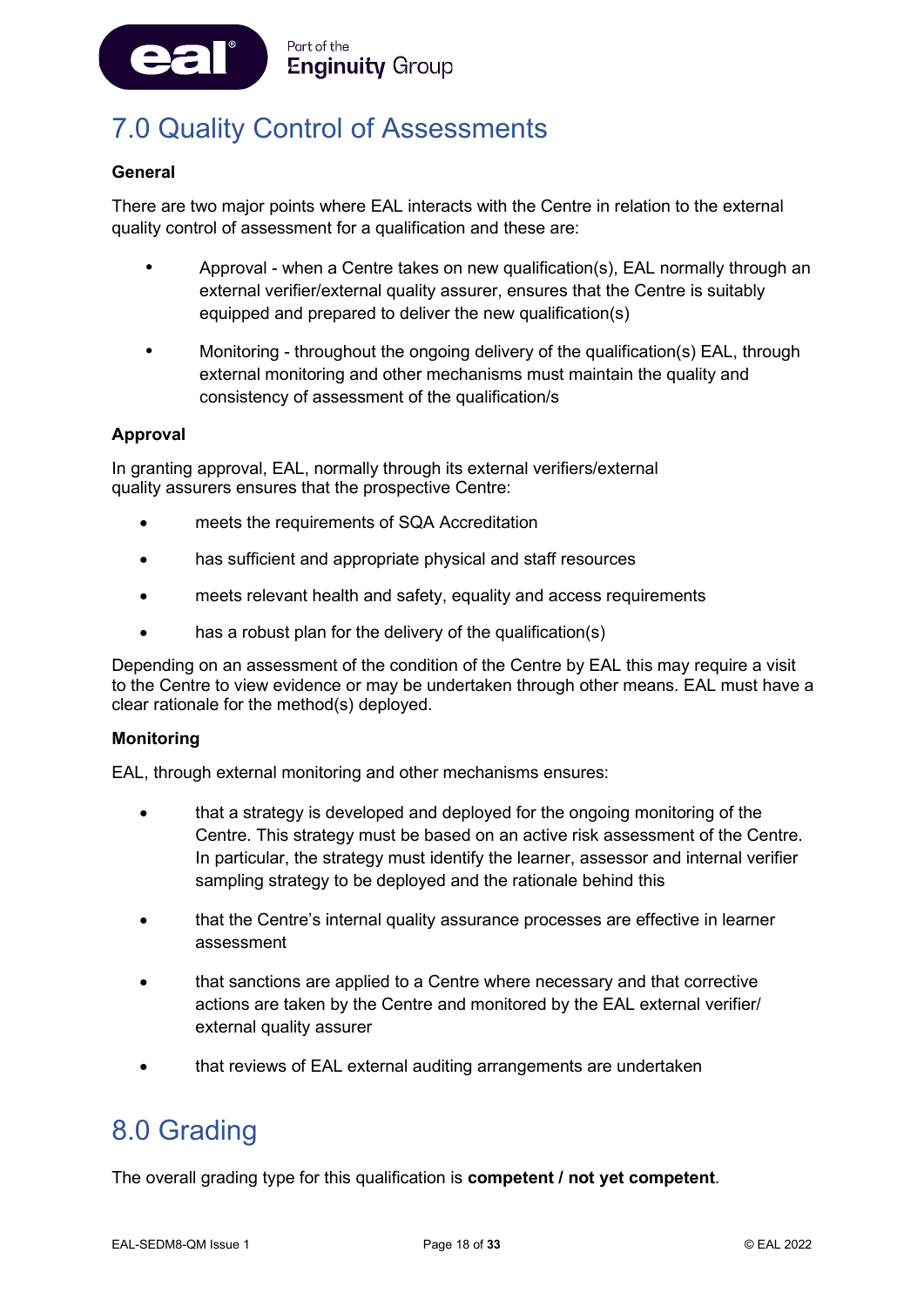# 7.0 Quality Control of Assessments

**General**

There are two major points where EAL interacts with the Centre in relation to the external quality control of assessment for a qualification and these are:

- Approval - when a Centre takes on new qualification(s), EAL normally through an external verifier/external quality assurer, ensures that the Centre is suitably equipped and prepared to deliver the new qualification(s)
- Monitoring - throughout the ongoing delivery of the qualification(s) EAL, through external monitoring and other mechanisms must maintain the quality and consistency of assessment of the qualification/s

**Approval**

In granting approval, EAL, normally through its external verifiers/external quality assurers ensures that the prospective Centre:

- meets the requirements of SQA Accreditation
- has sufficient and appropriate physical and staff resources
- meets relevant health and safety, equality and access requirements
- has a robust plan for the delivery of the qualification(s)

Depending on an assessment of the condition of the Centre by EAL this may require a visit to the Centre to view evidence or may be undertaken through other means. EAL must have a clear rationale for the method(s) deployed.

**Monitoring**

EAL, through external monitoring and other mechanisms ensures:

- that a strategy is developed and deployed for the ongoing monitoring of the Centre. This strategy must be based on an active risk assessment of the Centre. In particular, the strategy must identify the learner, assessor and internal verifier sampling strategy to be deployed and the rationale behind this
- that the Centre's internal quality assurance processes are effective in learner assessment
- that sanctions are applied to a Centre where necessary and that corrective actions are taken by the Centre and monitored by the EAL external verifier/ external quality assurer
- that reviews of EAL external auditing arrangements are undertaken

# 8.0 Grading

The overall grading type for this qualification is **competent / not yet competent**.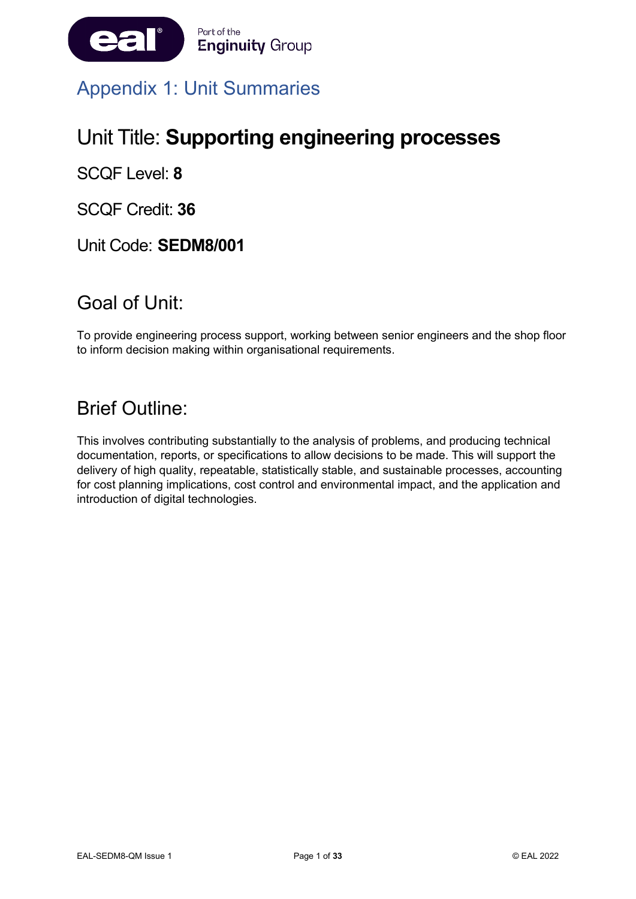# Appendix 1: Unit Summaries

# Unit Title: **Supporting engineering processes**

SCQF Level: **8**

SCQF Credit: **36**

Unit Code: **SEDM8/001**

## Goal of Unit:

To provide engineering process support, working between senior engineers and the shop floor to inform decision making within organisational requirements.

## Brief Outline:

This involves contributing substantially to the analysis of problems, and producing technical documentation, reports, or specifications to allow decisions to be made. This will support the delivery of high quality, repeatable, statistically stable, and sustainable processes, accounting for cost planning implications, cost control and environmental impact, and the application and introduction of digital technologies.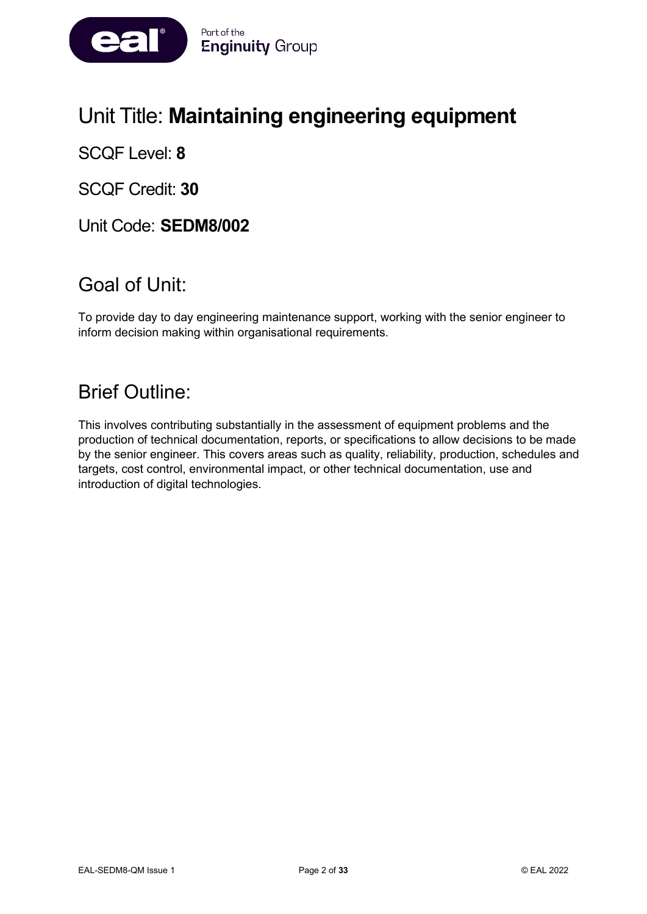# Unit Title: **Maintaining engineering equipment**

SCQF Level: **8**

SCQF Credit: **30**

Unit Code: **SEDM8/002**

## Goal of Unit:

To provide day to day engineering maintenance support, working with the senior engineer to inform decision making within organisational requirements.

## Brief Outline:

This involves contributing substantially in the assessment of equipment problems and the production of technical documentation, reports, or specifications to allow decisions to be made by the senior engineer. This covers areas such as quality, reliability, production, schedules and targets, cost control, environmental impact, or other technical documentation, use and introduction of digital technologies.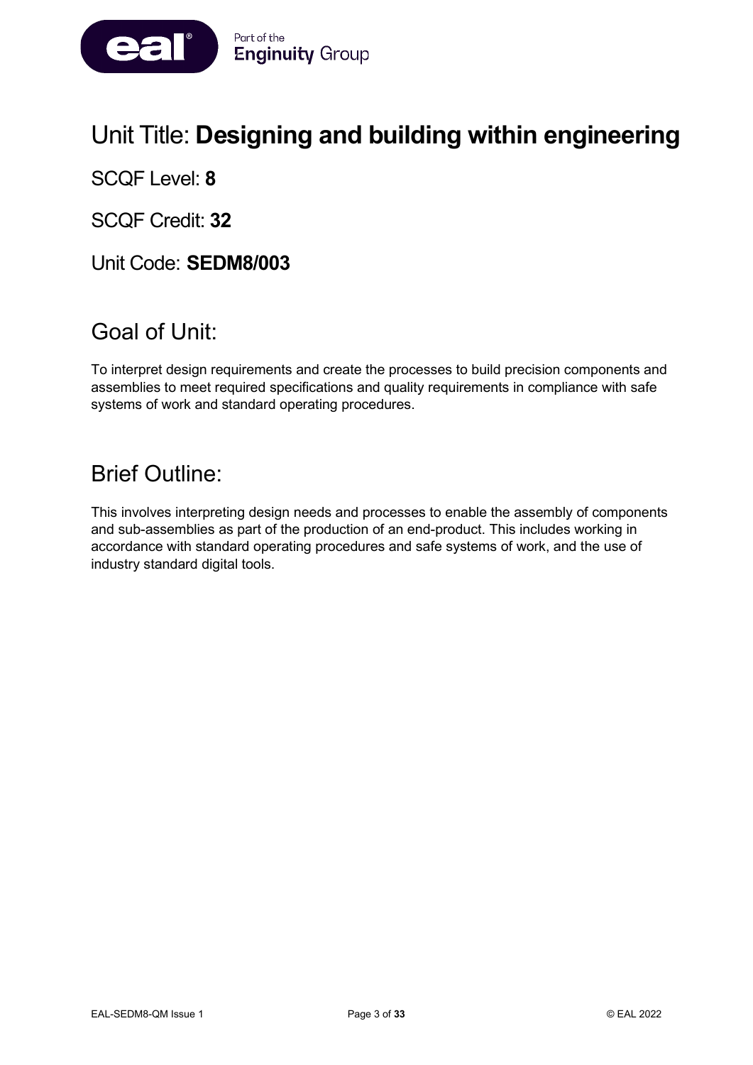# Unit Title: **Designing and building within engineering**

SCQF Level: **8**

SCQF Credit: **32**

Unit Code: **SEDM8/003**

## Goal of Unit:

To interpret design requirements and create the processes to build precision components and assemblies to meet required specifications and quality requirements in compliance with safe systems of work and standard operating procedures.

## Brief Outline:

This involves interpreting design needs and processes to enable the assembly of components and sub-assemblies as part of the production of an end-product. This includes working in accordance with standard operating procedures and safe systems of work, and the use of industry standard digital tools.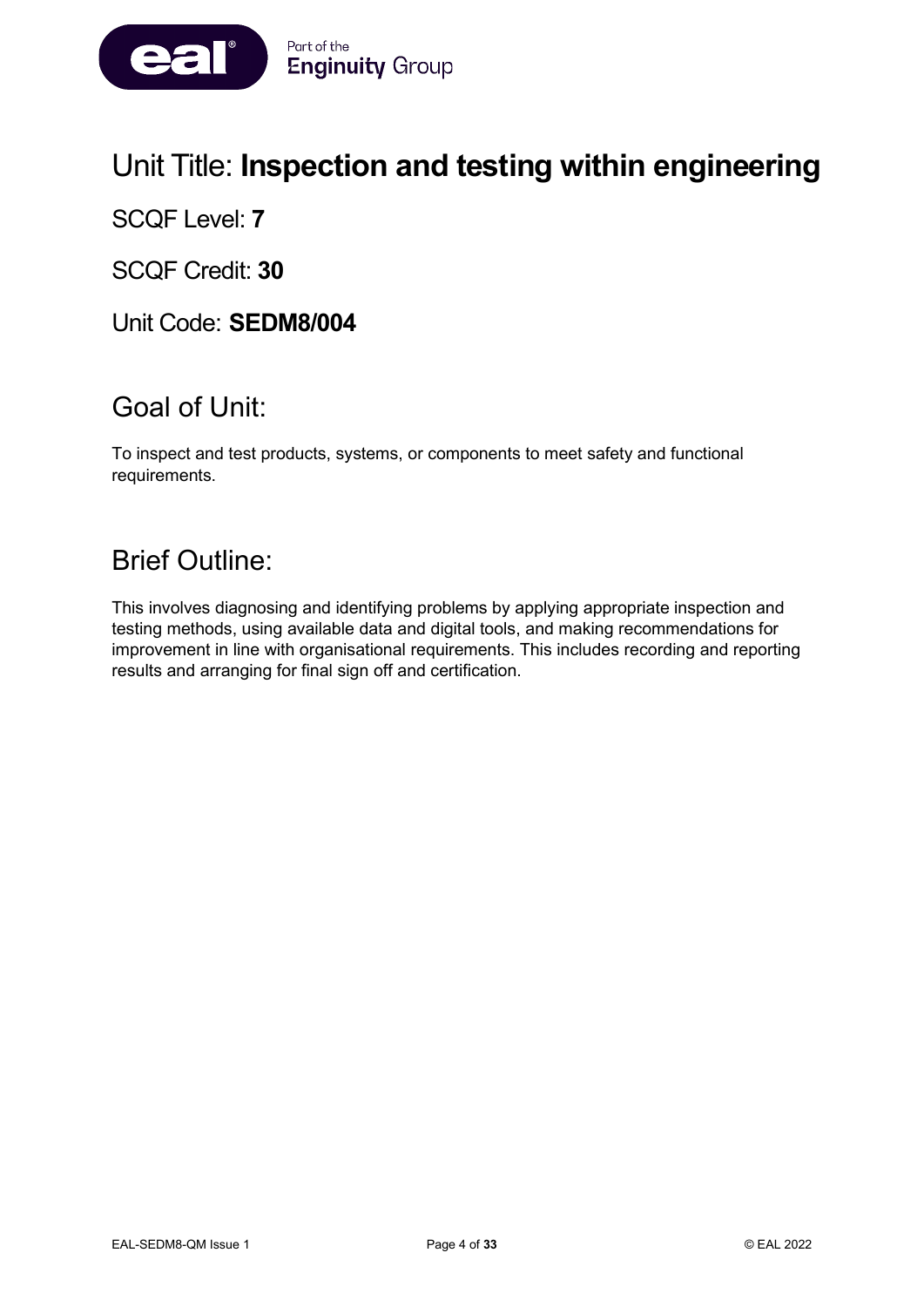# Unit Title: **Inspection and testing within engineering**

SCQF Level: **7**

SCQF Credit: **30**

Unit Code: **SEDM8/004**

## Goal of Unit:

To inspect and test products, systems, or components to meet safety and functional requirements.

## Brief Outline:

This involves diagnosing and identifying problems by applying appropriate inspection and testing methods, using available data and digital tools, and making recommendations for improvement in line with organisational requirements. This includes recording and reporting results and arranging for final sign off and certification.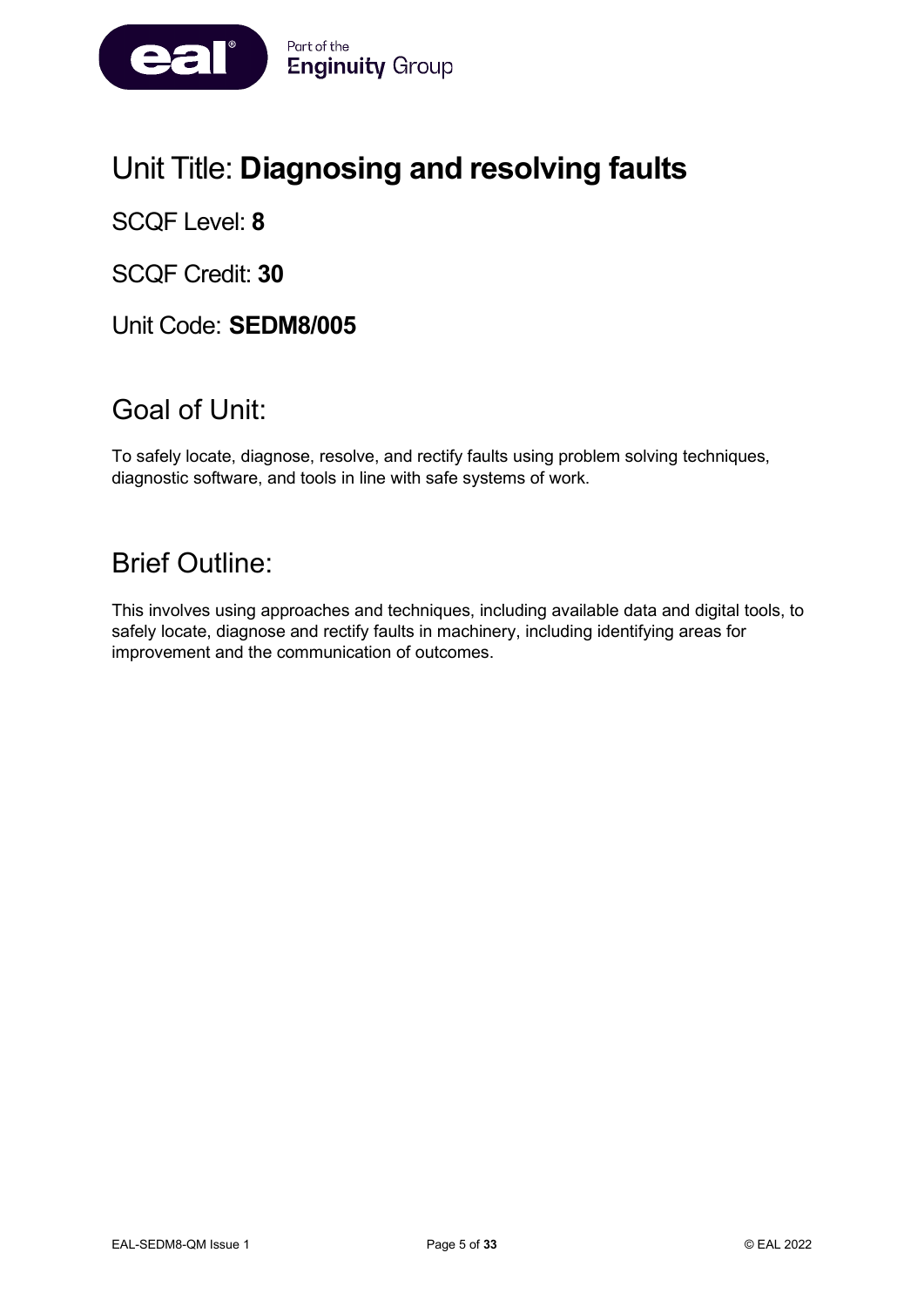# Unit Title: **Diagnosing and resolving faults**

SCQF Level: **8**

SCQF Credit: **30**

Unit Code: **SEDM8/005**

## Goal of Unit:

To safely locate, diagnose, resolve, and rectify faults using problem solving techniques, diagnostic software, and tools in line with safe systems of work.

## Brief Outline:

This involves using approaches and techniques, including available data and digital tools, to safely locate, diagnose and rectify faults in machinery, including identifying areas for improvement and the communication of outcomes.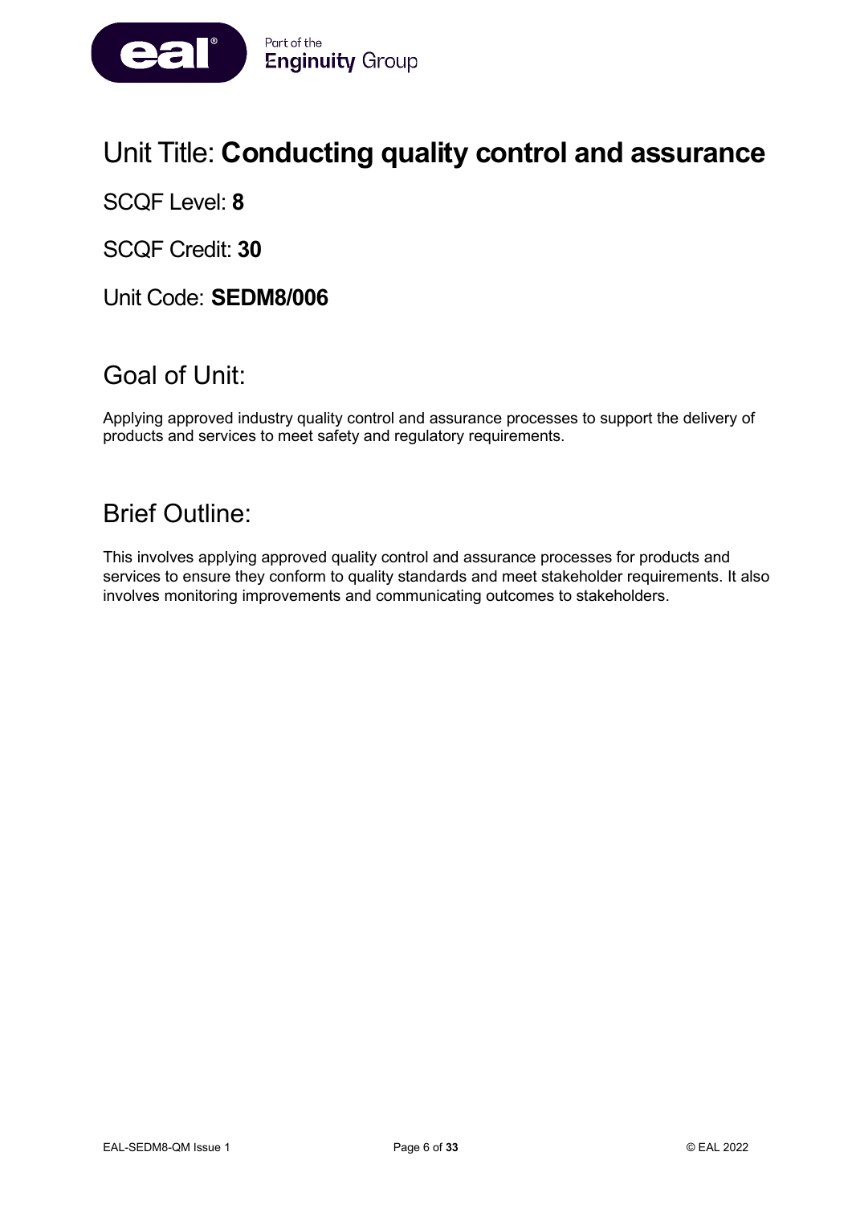# Unit Title: **Conducting quality control and assurance**

SCQF Level: **8**

SCQF Credit: **30**

Unit Code: **SEDM8/006**

## Goal of Unit:

Applying approved industry quality control and assurance processes to support the delivery of products and services to meet safety and regulatory requirements.

## Brief Outline:

This involves applying approved quality control and assurance processes for products and services to ensure they conform to quality standards and meet stakeholder requirements. It also involves monitoring improvements and communicating outcomes to stakeholders.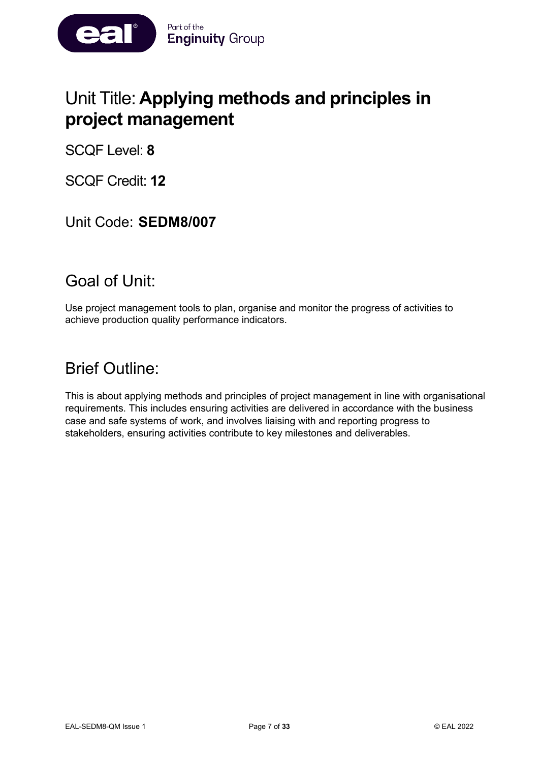# Unit Title: **Applying methods and principles in project management**

SCQF Level: **8**

SCQF Credit: **12**

Unit Code: **SEDM8/007**

## Goal of Unit:

Use project management tools to plan, organise and monitor the progress of activities to achieve production quality performance indicators.

## Brief Outline:

This is about applying methods and principles of project management in line with organisational requirements. This includes ensuring activities are delivered in accordance with the business case and safe systems of work, and involves liaising with and reporting progress to stakeholders, ensuring activities contribute to key milestones and deliverables.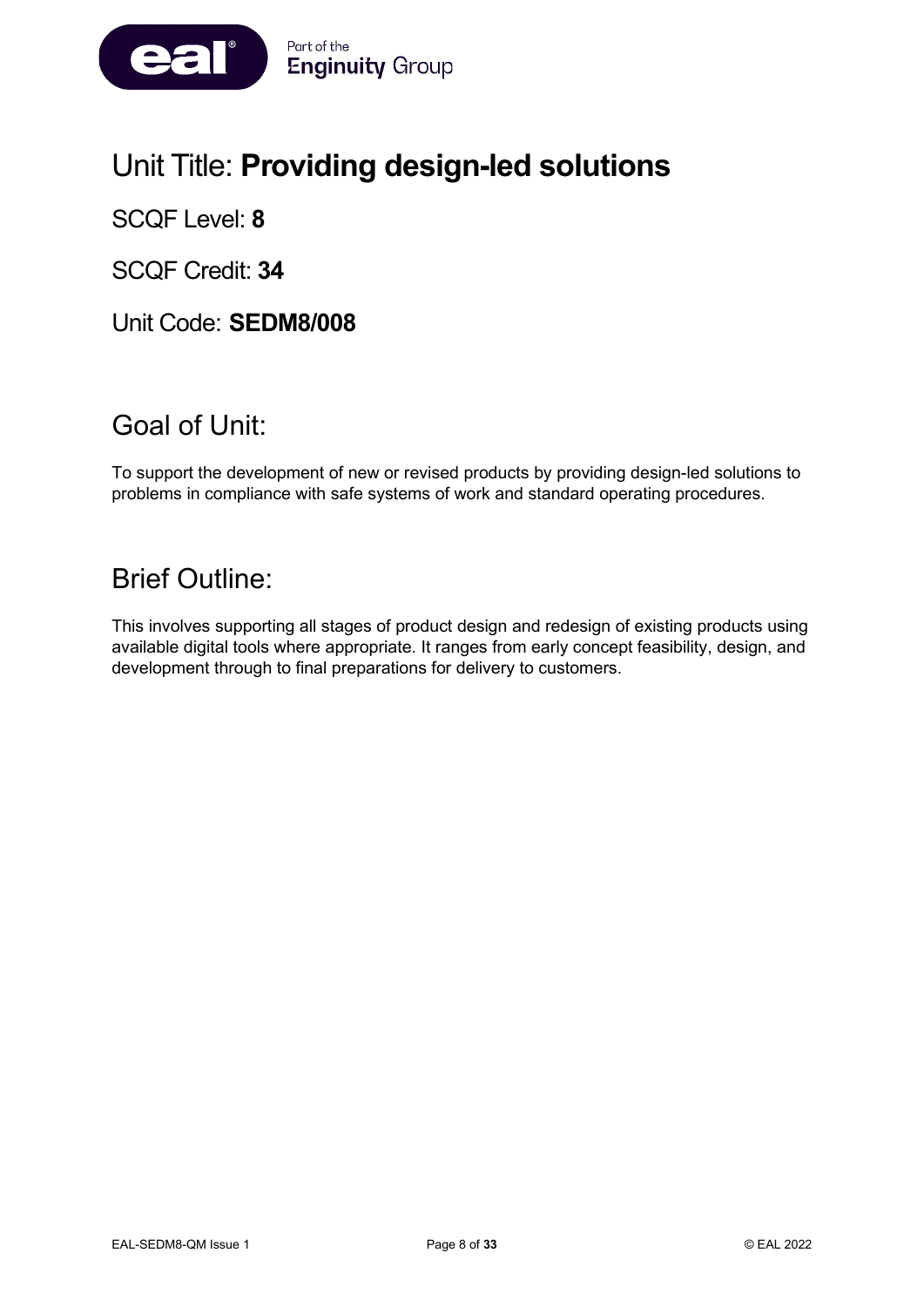# Unit Title: **Providing design-led solutions**

SCQF Level: **8**

SCQF Credit: **34**

Unit Code: **SEDM8/008**

## Goal of Unit:

To support the development of new or revised products by providing design-led solutions to problems in compliance with safe systems of work and standard operating procedures.

## Brief Outline:

This involves supporting all stages of product design and redesign of existing products using available digital tools where appropriate. It ranges from early concept feasibility, design, and development through to final preparations for delivery to customers.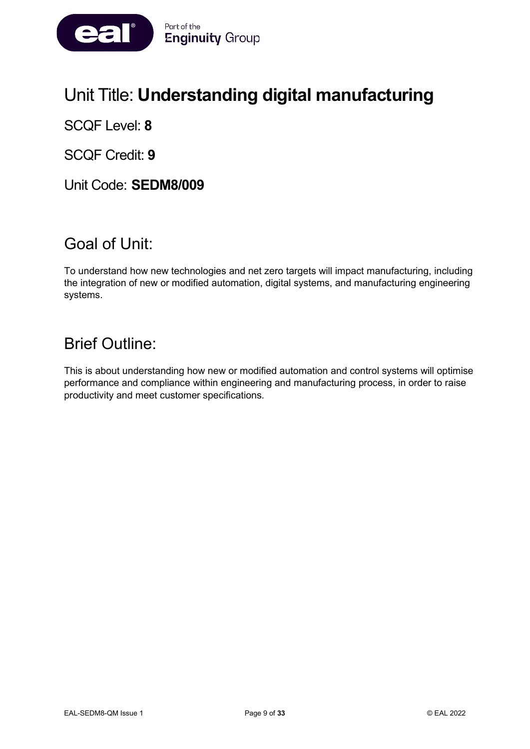# Unit Title: **Understanding digital manufacturing**

SCQF Level: **8**

SCQF Credit: **9**

Unit Code: **SEDM8/009**

## Goal of Unit:

To understand how new technologies and net zero targets will impact manufacturing, including the integration of new or modified automation, digital systems, and manufacturing engineering systems.

## Brief Outline:

This is about understanding how new or modified automation and control systems will optimise performance and compliance within engineering and manufacturing process, in order to raise productivity and meet customer specifications.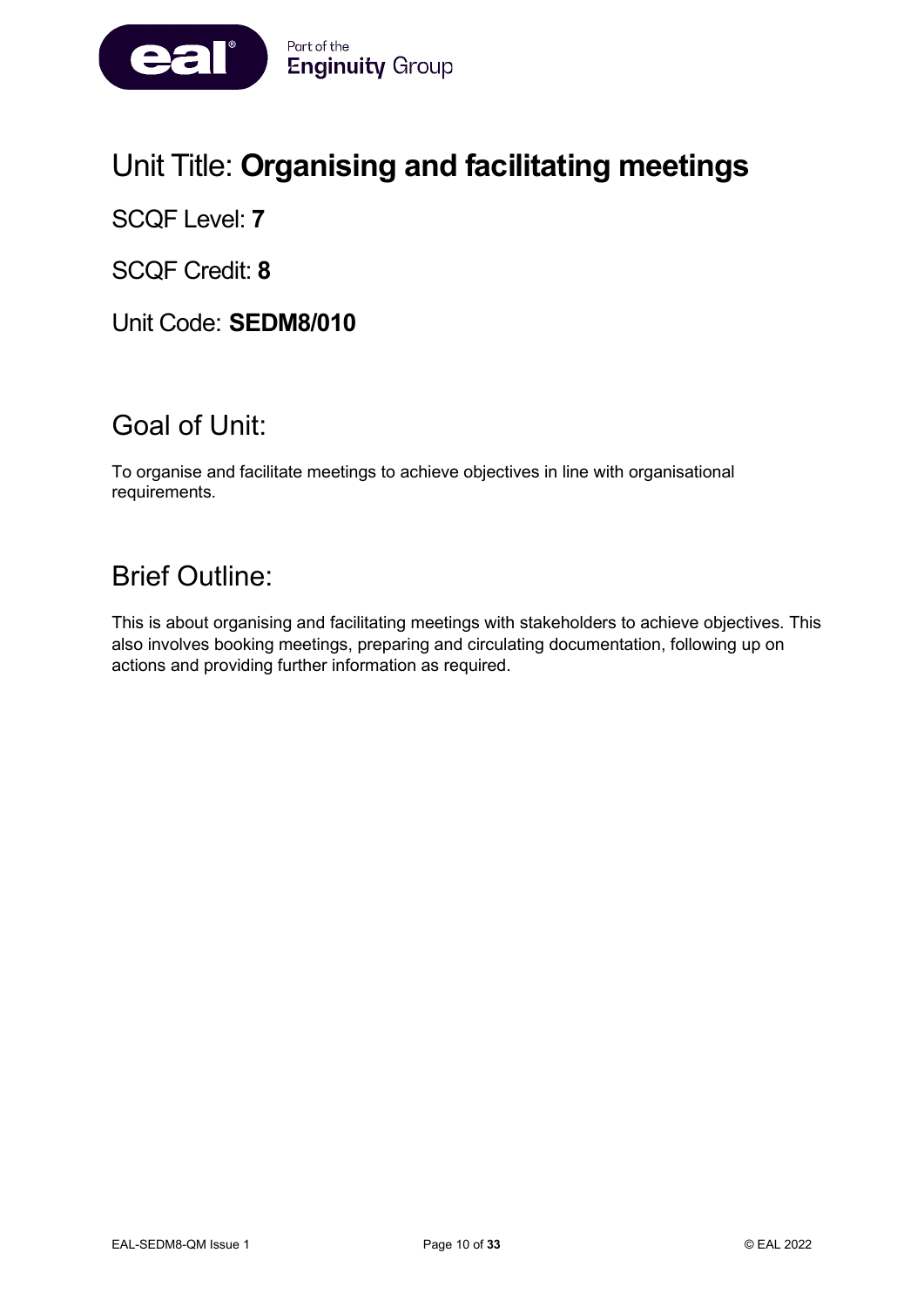# Unit Title: **Organising and facilitating meetings**

SCQF Level: **7**

SCQF Credit: **8**

Unit Code: **SEDM8/010**

## Goal of Unit:

To organise and facilitate meetings to achieve objectives in line with organisational requirements.

## Brief Outline:

This is about organising and facilitating meetings with stakeholders to achieve objectives. This also involves booking meetings, preparing and circulating documentation, following up on actions and providing further information as required.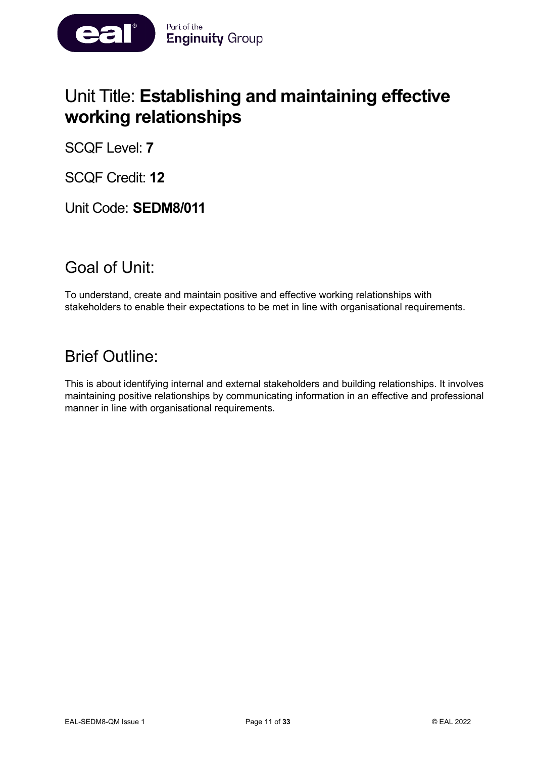# Unit Title: **Establishing and maintaining effective working relationships**

SCQF Level: **7**

SCQF Credit: **12**

Unit Code: **SEDM8/011**

## Goal of Unit:

To understand, create and maintain positive and effective working relationships with stakeholders to enable their expectations to be met in line with organisational requirements.

## Brief Outline:

This is about identifying internal and external stakeholders and building relationships. It involves maintaining positive relationships by communicating information in an effective and professional manner in line with organisational requirements.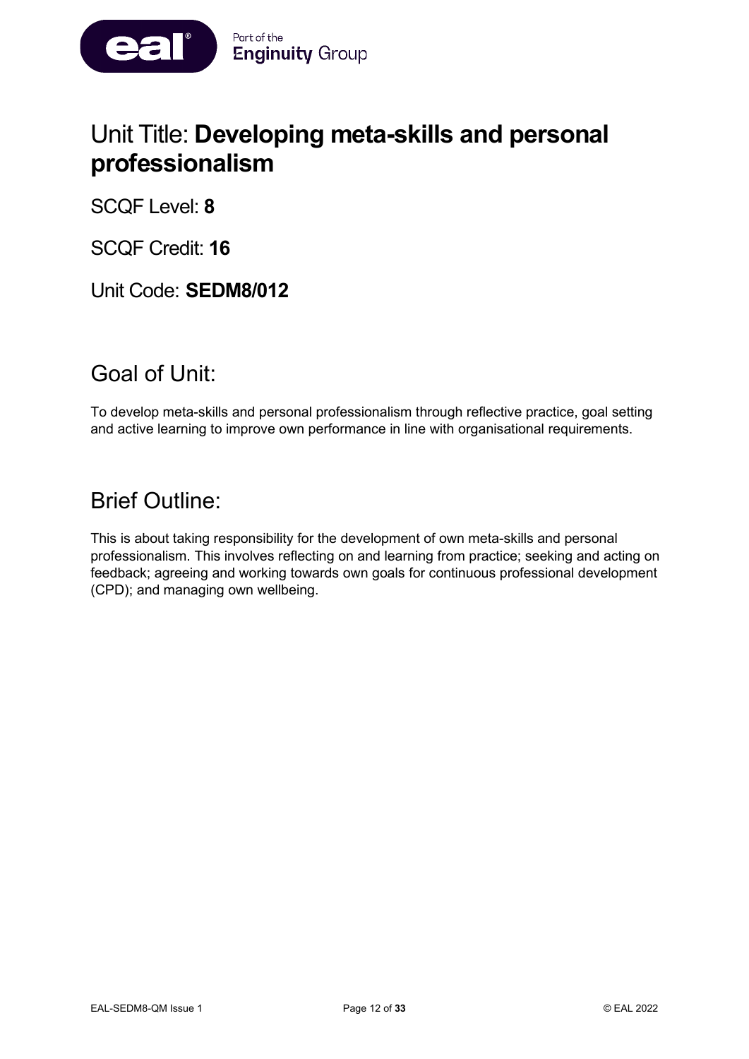# Unit Title: **Developing meta-skills and personal professionalism**

SCQF Level: **8**

SCQF Credit: **16**

Unit Code: **SEDM8/012**

## Goal of Unit:

To develop meta-skills and personal professionalism through reflective practice, goal setting and active learning to improve own performance in line with organisational requirements.

## Brief Outline:

This is about taking responsibility for the development of own meta-skills and personal professionalism. This involves reflecting on and learning from practice; seeking and acting on feedback; agreeing and working towards own goals for continuous professional development (CPD); and managing own wellbeing.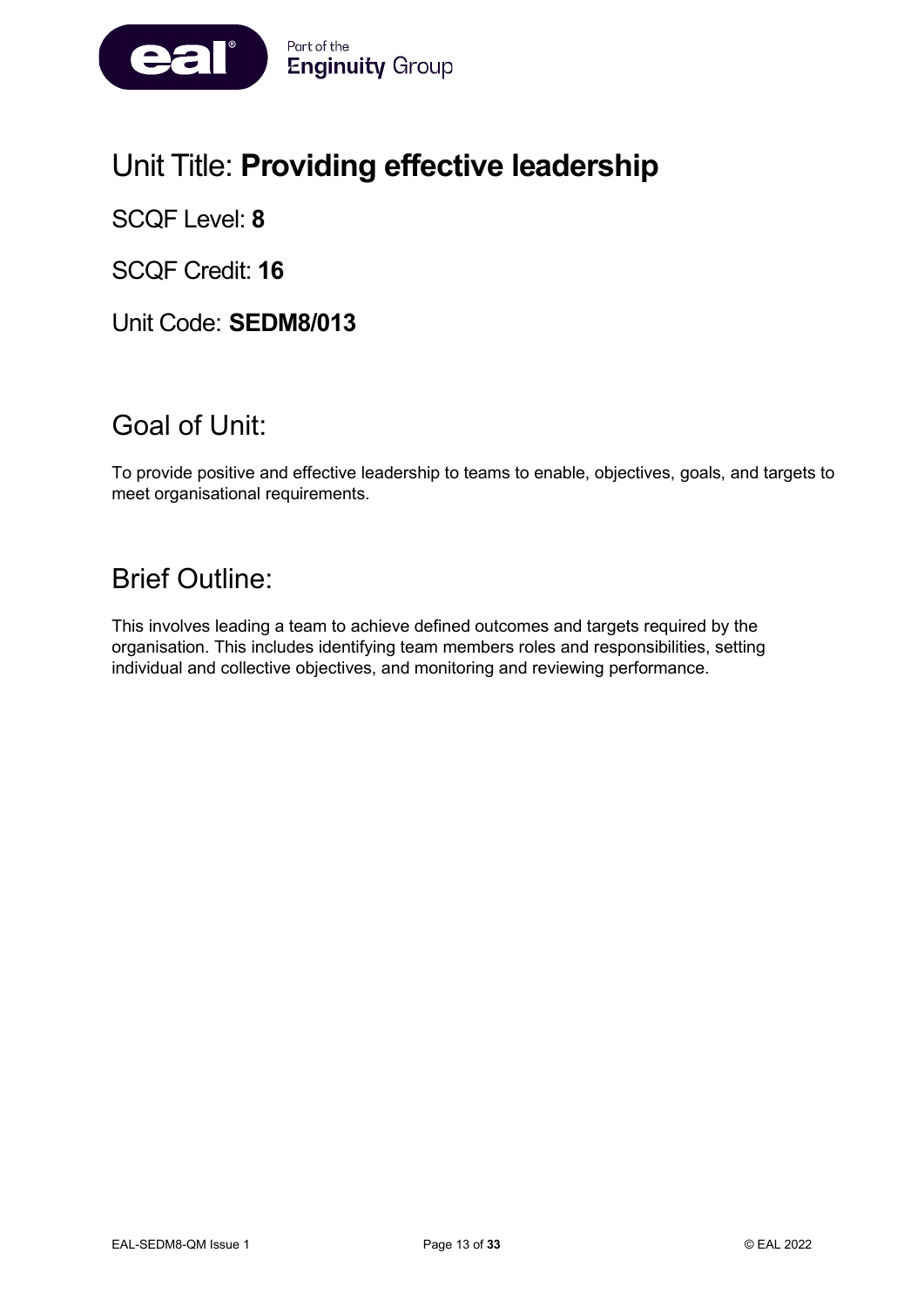# Unit Title: **Providing effective leadership**

SCQF Level: **8**

SCQF Credit: **16**

Unit Code: **SEDM8/013**

## Goal of Unit:

To provide positive and effective leadership to teams to enable, objectives, goals, and targets to meet organisational requirements.

## Brief Outline:

This involves leading a team to achieve defined outcomes and targets required by the organisation. This includes identifying team members roles and responsibilities, setting individual and collective objectives, and monitoring and reviewing performance.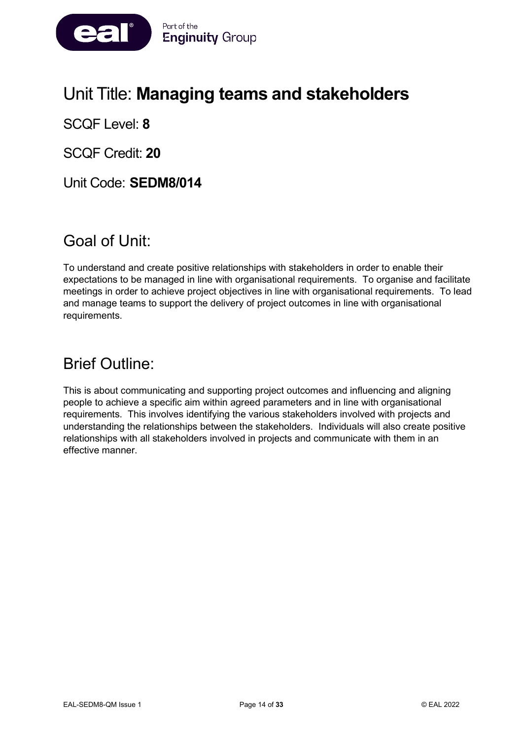# Unit Title: **Managing teams and stakeholders**

SCQF Level: **8**

SCQF Credit: **20**

Unit Code: **SEDM8/014**

## Goal of Unit:

To understand and create positive relationships with stakeholders in order to enable their expectations to be managed in line with organisational requirements. To organise and facilitate meetings in order to achieve project objectives in line with organisational requirements. To lead and manage teams to support the delivery of project outcomes in line with organisational requirements.

## Brief Outline:

This is about communicating and supporting project outcomes and influencing and aligning people to achieve a specific aim within agreed parameters and in line with organisational requirements. This involves identifying the various stakeholders involved with projects and understanding the relationships between the stakeholders. Individuals will also create positive relationships with all stakeholders involved in projects and communicate with them in an effective manner.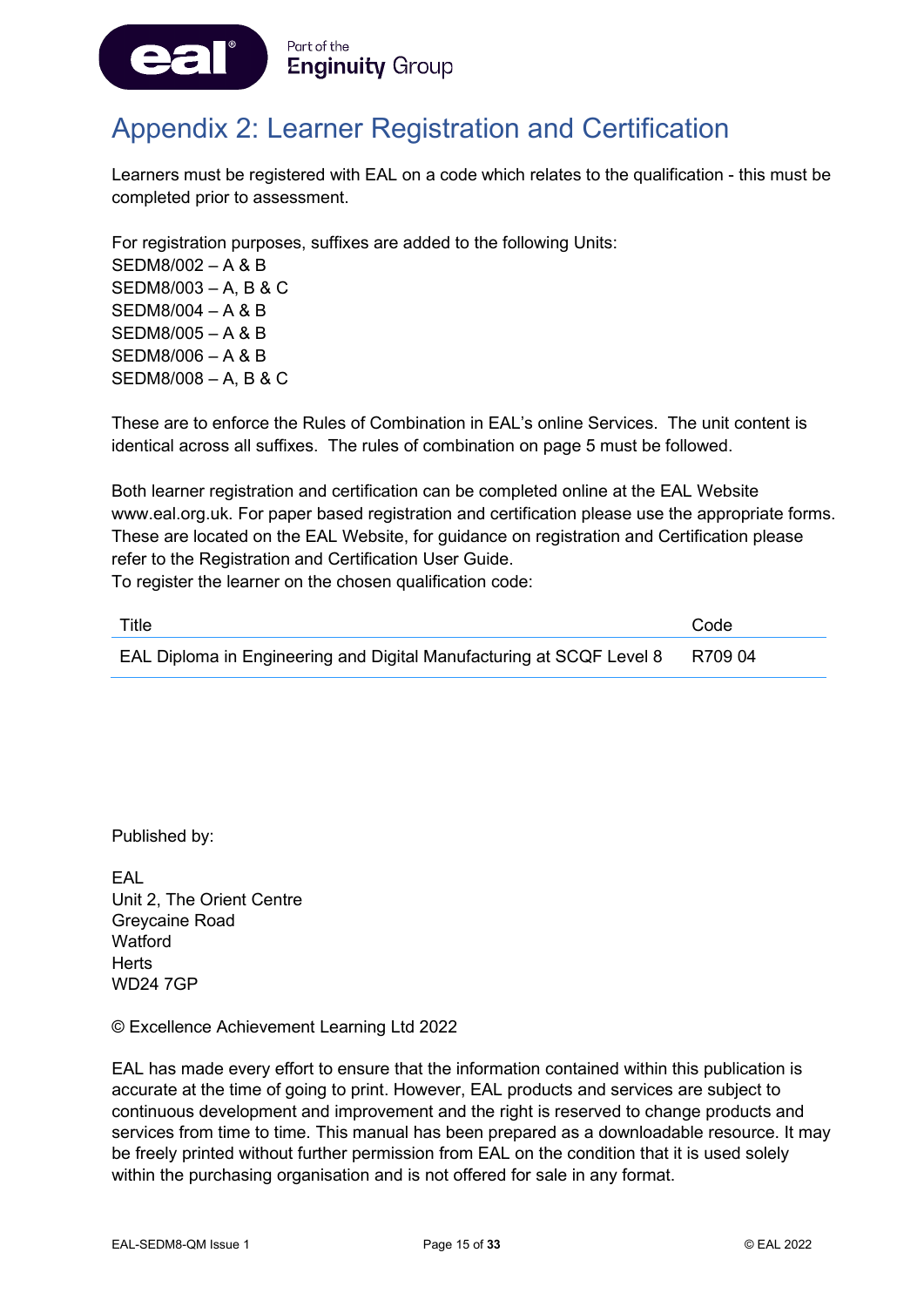# Appendix 2: Learner Registration and Certification

Learners must be registered with EAL on a code which relates to the qualification - this must be completed prior to assessment.

For registration purposes, suffixes are added to the following Units:
SEDM8/002 – A & B
SEDM8/003 – A, B & C
SEDM8/004 – A & B
SEDM8/005 – A & B
SEDM8/006 – A & B
SEDM8/008 – A, B & C

These are to enforce the Rules of Combination in EAL's online Services. The unit content is identical across all suffixes. The rules of combination on page 5 must be followed.

Both learner registration and certification can be completed online at the EAL Website www.eal.org.uk. For paper based registration and certification please use the appropriate forms. These are located on the EAL Website, for guidance on registration and Certification please refer to the Registration and Certification User Guide.
To register the learner on the chosen qualification code:

| Title | Code |
|---|---|
| EAL Diploma in Engineering and Digital Manufacturing at SCQF Level 8 | R709 04 |

Published by:

EAL
Unit 2, The Orient Centre
Greycaine Road
Watford
Herts
WD24 7GP

© Excellence Achievement Learning Ltd 2022

EAL has made every effort to ensure that the information contained within this publication is accurate at the time of going to print. However, EAL products and services are subject to continuous development and improvement and the right is reserved to change products and services from time to time. This manual has been prepared as a downloadable resource. It may be freely printed without further permission from EAL on the condition that it is used solely within the purchasing organisation and is not offered for sale in any format.